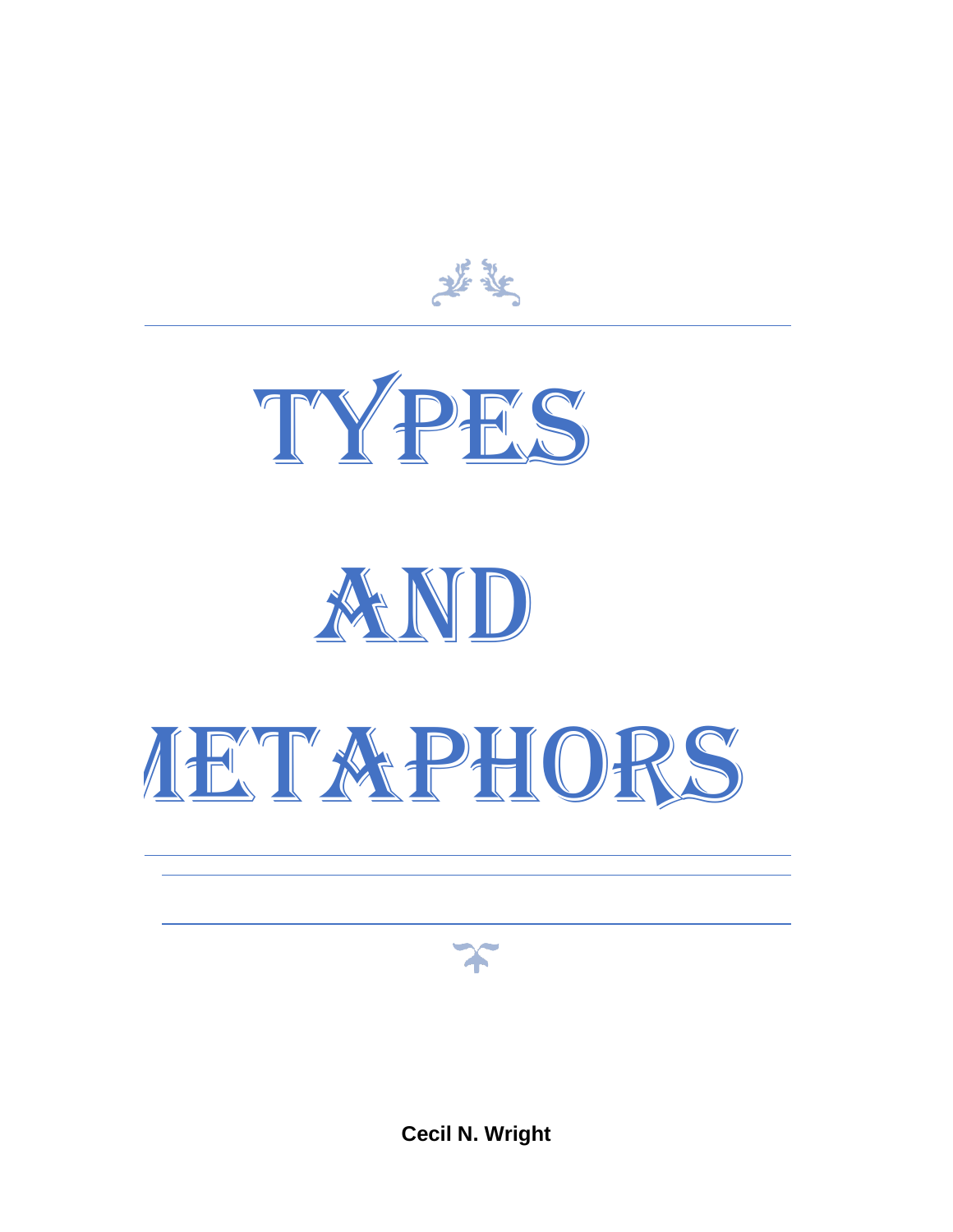# TYPES AND METAPHORS

**Cecil N. Wright**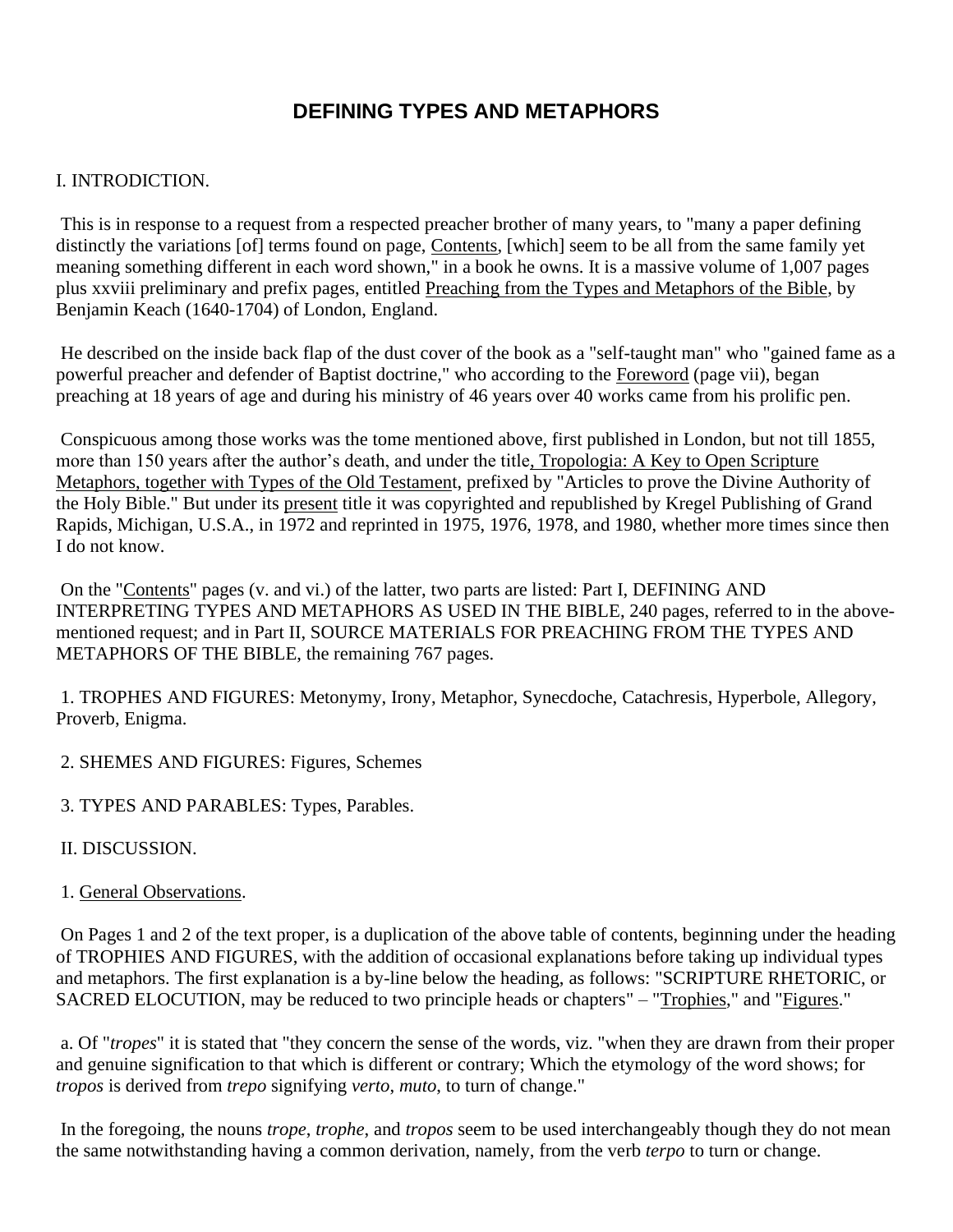# DEFINING TYPES AND METAPHORS

I. INTRODICTION.

This is in response to a request from a respected preacher brother of many years, to "many a paper defining distinctly the variations [of] terms found on page, Contents, [which] seem to be all from the same family yet meaning something different in each word shown," in a book he owns. It is a massive volume of 1,007 pages plus xxviii preliminary and prefix pages, entitled Preaching from the Types and Metaphors of the Bible, by Benjamin Keach (1640-1704) of London, England.

He described on the inside back flap of the dust cover of the book as a "self-taught man" who "gained fame as a powerful preacher and defender of Baptist doctrine," who according to the Foreword (page vii), began preaching at 18 years of age and during his ministry of 46 years over 40 works came from his prolific pen.

Conspicuous among those works was the tome mentioned above, first published in London, but not till 1855, more than 150 years after the author's death, and under the title, Tropologia: A Key to Open Scripture Metaphors, together with Types of the Old Testament, prefixed by "Articles to prove the Divine Authority of the Holy Bible." But under its present title it was copyrighted and republished by Kregel Publishing of Grand Rapids, Michigan, U.S.A., in 1972 and reprinted in 1975, 1976, 1978, and 1980, whether more times since then I do not know.

On the "Contents" pages (v. and vi.) of the latter, two parts are listed: Part I, DEFINING AND INTERPRETING TYPES AND METAPHORS AS USED IN THE BIBLE, 240 pages, referred to in the above-mentioned request; and in Part II, SOURCE MATERIALS FOR PREACHING FROM THE TYPES AND METAPHORS OF THE BIBLE, the remaining 767 pages.

1. TROPHES AND FIGURES: Metonymy, Irony, Metaphor, Synecdoche, Catachresis, Hyperbole, Allegory, Proverb, Enigma.

2. SHEMES AND FIGURES: Figures, Schemes

3. TYPES AND PARABLES: Types, Parables.

II. DISCUSSION.

1. General Observations.

On Pages 1 and 2 of the text proper, is a duplication of the above table of contents, beginning under the heading of TROPHIES AND FIGURES, with the addition of occasional explanations before taking up individual types and metaphors. The first explanation is a by-line below the heading, as follows: "SCRIPTURE RHETORIC, or SACRED ELOCUTION, may be reduced to two principle heads or chapters" – "Trophies," and "Figures."

a. Of "*tropes*" it is stated that "they concern the sense of the words, viz. "when they are drawn from their proper and genuine signification to that which is different or contrary; Which the etymology of the word shows; for *tropos* is derived from *trepo* signifying *verto*, *muto*, to turn of change."

In the foregoing, the nouns *trope*, *trophe*, and *tropos* seem to be used interchangeably though they do not mean the same notwithstanding having a common derivation, namely, from the verb *terpo* to turn or change.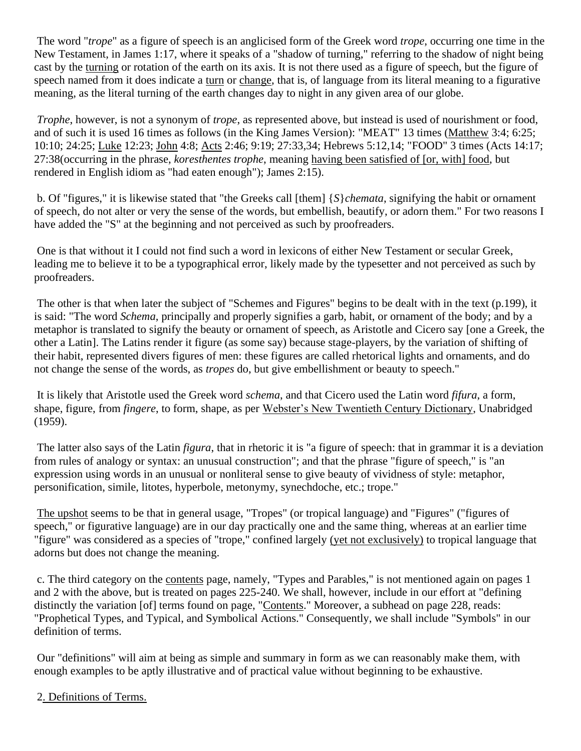The word "*trope*" as a figure of speech is an anglicised form of the Greek word *trope*, occurring one time in the New Testament, in James 1:17, where it speaks of a "shadow of turning," referring to the shadow of night being cast by the turning or rotation of the earth on its axis. It is not there used as a figure of speech, but the figure of speech named from it does indicate a turn or change, that is, of language from its literal meaning to a figurative meaning, as the literal turning of the earth changes day to night in any given area of our globe.

*Trophe*, however, is not a synonym of *trope*, as represented above, but instead is used of nourishment or food, and of such it is used 16 times as follows (in the King James Version): "MEAT" 13 times (Matthew 3:4; 6:25; 10:10; 24:25; Luke 12:23; John 4:8; Acts 2:46; 9:19; 27:33,34; Hebrews 5:12,14; "FOOD" 3 times (Acts 14:17; 27:38(occurring in the phrase, *koresthentes trophe*, meaning having been satisfied of [or, with] food, but rendered in English idiom as "had eaten enough"); James 2:15).

b. Of "figures," it is likewise stated that "the Greeks call [them] {*S*}*chemata*, signifying the habit or ornament of speech, do not alter or very the sense of the words, but embellish, beautify, or adorn them." For two reasons I have added the "S" at the beginning and not perceived as such by proofreaders.

One is that without it I could not find such a word in lexicons of either New Testament or secular Greek, leading me to believe it to be a typographical error, likely made by the typesetter and not perceived as such by proofreaders.

The other is that when later the subject of "Schemes and Figures" begins to be dealt with in the text (p.199), it is said: "The word *Schema*, principally and properly signifies a garb, habit, or ornament of the body; and by a metaphor is translated to signify the beauty or ornament of speech, as Aristotle and Cicero say [one a Greek, the other a Latin]. The Latins render it figure (as some say) because stage-players, by the variation of shifting of their habit, represented divers figures of men: these figures are called rhetorical lights and ornaments, and do not change the sense of the words, as *tropes* do, but give embellishment or beauty to speech."

It is likely that Aristotle used the Greek word *schema*, and that Cicero used the Latin word *fifura*, a form, shape, figure, from *fingere*, to form, shape, as per Webster's New Twentieth Century Dictionary, Unabridged (1959).

The latter also says of the Latin *figura*, that in rhetoric it is "a figure of speech: that in grammar it is a deviation from rules of analogy or syntax: an unusual construction"; and that the phrase "figure of speech," is "an expression using words in an unusual or nonliteral sense to give beauty of vividness of style: metaphor, personification, simile, litotes, hyperbole, metonymy, synechdoche, etc.; trope."

The upshot seems to be that in general usage, "Tropes" (or tropical language) and "Figures" ("figures of speech," or figurative language) are in our day practically one and the same thing, whereas at an earlier time "figure" was considered as a species of "trope," confined largely (yet not exclusively) to tropical language that adorns but does not change the meaning.

c. The third category on the contents page, namely, "Types and Parables," is not mentioned again on pages 1 and 2 with the above, but is treated on pages 225-240. We shall, however, include in our effort at "defining distinctly the variation [of] terms found on page, "Contents." Moreover, a subhead on page 228, reads: "Prophetical Types, and Typical, and Symbolical Actions." Consequently, we shall include "Symbols" in our definition of terms.

Our "definitions" will aim at being as simple and summary in form as we can reasonably make them, with enough examples to be aptly illustrative and of practical value without beginning to be exhaustive.

2. Definitions of Terms.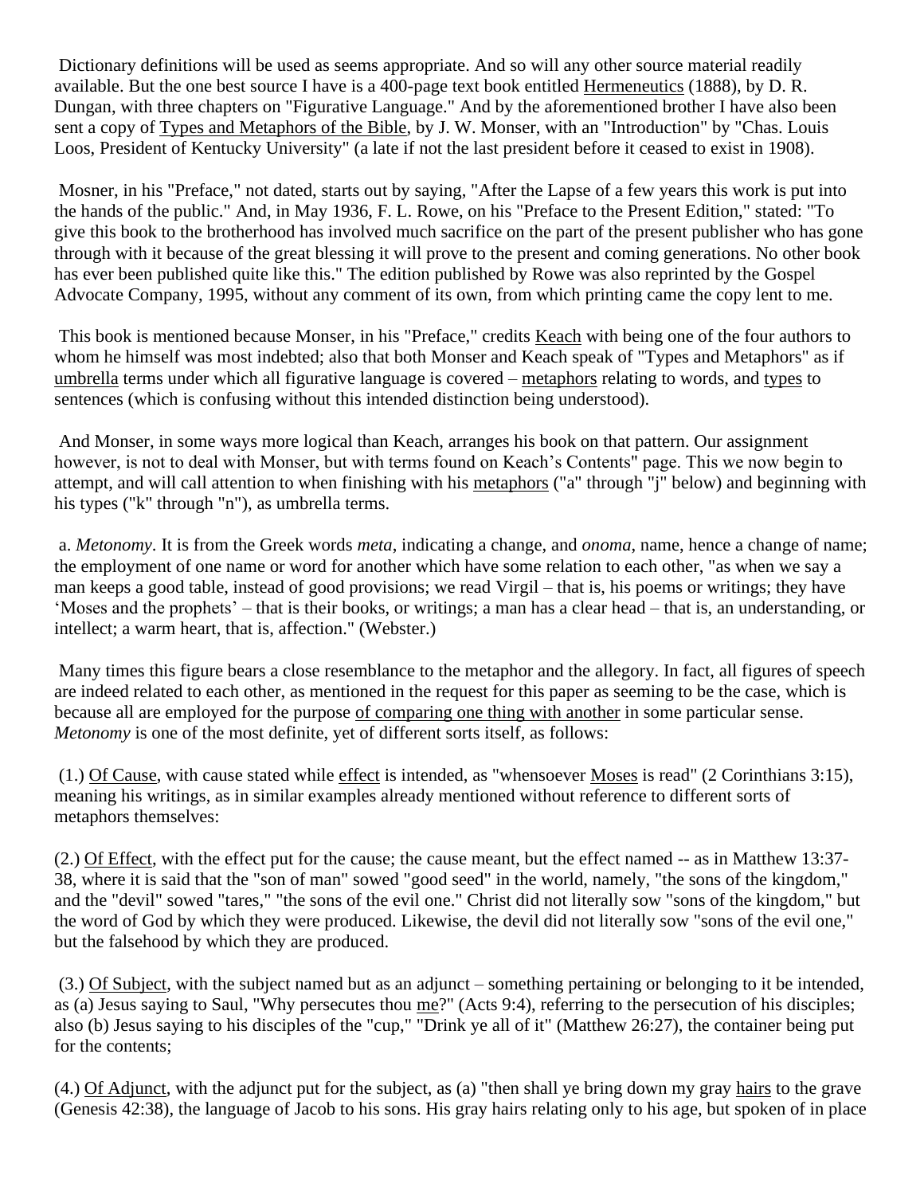Dictionary definitions will be used as seems appropriate. And so will any other source material readily available. But the one best source I have is a 400-page text book entitled Hermeneutics (1888), by D. R. Dungan, with three chapters on "Figurative Language." And by the aforementioned brother I have also been sent a copy of Types and Metaphors of the Bible, by J. W. Monser, with an "Introduction" by "Chas. Louis Loos, President of Kentucky University" (a late if not the last president before it ceased to exist in 1908).

Mosner, in his "Preface," not dated, starts out by saying, "After the Lapse of a few years this work is put into the hands of the public." And, in May 1936, F. L. Rowe, on his "Preface to the Present Edition," stated: "To give this book to the brotherhood has involved much sacrifice on the part of the present publisher who has gone through with it because of the great blessing it will prove to the present and coming generations. No other book has ever been published quite like this." The edition published by Rowe was also reprinted by the Gospel Advocate Company, 1995, without any comment of its own, from which printing came the copy lent to me.

This book is mentioned because Monser, in his "Preface," credits Keach with being one of the four authors to whom he himself was most indebted; also that both Monser and Keach speak of "Types and Metaphors" as if umbrella terms under which all figurative language is covered – metaphors relating to words, and types to sentences (which is confusing without this intended distinction being understood).

And Monser, in some ways more logical than Keach, arranges his book on that pattern. Our assignment however, is not to deal with Monser, but with terms found on Keach's Contents" page. This we now begin to attempt, and will call attention to when finishing with his metaphors ("a" through "j" below) and beginning with his types ("k" through "n"), as umbrella terms.

a. *Metonomy*. It is from the Greek words *meta*, indicating a change, and *onoma*, name, hence a change of name; the employment of one name or word for another which have some relation to each other, "as when we say a man keeps a good table, instead of good provisions; we read Virgil – that is, his poems or writings; they have 'Moses and the prophets' – that is their books, or writings; a man has a clear head – that is, an understanding, or intellect; a warm heart, that is, affection." (Webster.)

Many times this figure bears a close resemblance to the metaphor and the allegory. In fact, all figures of speech are indeed related to each other, as mentioned in the request for this paper as seeming to be the case, which is because all are employed for the purpose of comparing one thing with another in some particular sense. *Metonomy* is one of the most definite, yet of different sorts itself, as follows:

(1.) Of Cause, with cause stated while effect is intended, as "whensoever Moses is read" (2 Corinthians 3:15), meaning his writings, as in similar examples already mentioned without reference to different sorts of metaphors themselves:

(2.) Of Effect, with the effect put for the cause; the cause meant, but the effect named -- as in Matthew 13:37-38, where it is said that the "son of man" sowed "good seed" in the world, namely, "the sons of the kingdom," and the "devil" sowed "tares," "the sons of the evil one." Christ did not literally sow "sons of the kingdom," but the word of God by which they were produced. Likewise, the devil did not literally sow "sons of the evil one," but the falsehood by which they are produced.

(3.) Of Subject, with the subject named but as an adjunct – something pertaining or belonging to it be intended, as (a) Jesus saying to Saul, "Why persecutes thou me?" (Acts 9:4), referring to the persecution of his disciples; also (b) Jesus saying to his disciples of the "cup," "Drink ye all of it" (Matthew 26:27), the container being put for the contents;

(4.) Of Adjunct, with the adjunct put for the subject, as (a) "then shall ye bring down my gray hairs to the grave (Genesis 42:38), the language of Jacob to his sons. His gray hairs relating only to his age, but spoken of in place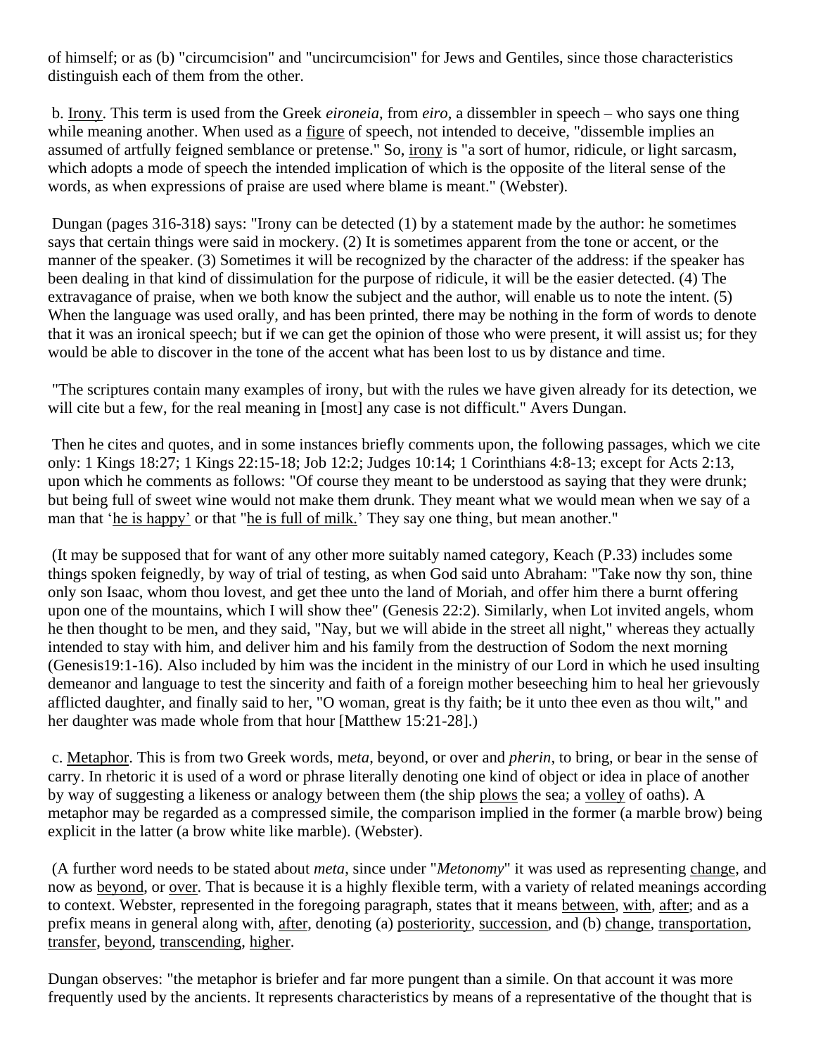of himself; or as (b) "circumcision" and "uncircumcision" for Jews and Gentiles, since those characteristics distinguish each of them from the other.

b. Irony. This term is used from the Greek *eironeia,* from *eiro,* a dissembler in speech – who says one thing while meaning another. When used as a figure of speech, not intended to deceive, "dissemble implies an assumed of artfully feigned semblance or pretense." So, irony is "a sort of humor, ridicule, or light sarcasm, which adopts a mode of speech the intended implication of which is the opposite of the literal sense of the words, as when expressions of praise are used where blame is meant." (Webster).

Dungan (pages 316-318) says: "Irony can be detected (1) by a statement made by the author: he sometimes says that certain things were said in mockery. (2) It is sometimes apparent from the tone or accent, or the manner of the speaker. (3) Sometimes it will be recognized by the character of the address: if the speaker has been dealing in that kind of dissimulation for the purpose of ridicule, it will be the easier detected. (4) The extravagance of praise, when we both know the subject and the author, will enable us to note the intent. (5) When the language was used orally, and has been printed, there may be nothing in the form of words to denote that it was an ironical speech; but if we can get the opinion of those who were present, it will assist us; for they would be able to discover in the tone of the accent what has been lost to us by distance and time.

"The scriptures contain many examples of irony, but with the rules we have given already for its detection, we will cite but a few, for the real meaning in [most] any case is not difficult." Avers Dungan.

Then he cites and quotes, and in some instances briefly comments upon, the following passages, which we cite only: 1 Kings 18:27; 1 Kings 22:15-18; Job 12:2; Judges 10:14; 1 Corinthians 4:8-13; except for Acts 2:13, upon which he comments as follows: "Of course they meant to be understood as saying that they were drunk; but being full of sweet wine would not make them drunk. They meant what we would mean when we say of a man that 'he is happy' or that "he is full of milk.' They say one thing, but mean another."

(It may be supposed that for want of any other more suitably named category, Keach (P.33) includes some things spoken feignedly, by way of trial of testing, as when God said unto Abraham: "Take now thy son, thine only son Isaac, whom thou lovest, and get thee into the land of Moriah, and offer him there a burnt offering upon one of the mountains, which I will show thee" (Genesis 22:2). Similarly, when Lot invited angels, whom he then thought to be men, and they said, "Nay, but we will abide in the street all night," whereas they actually intended to stay with him, and deliver him and his family from the destruction of Sodom the next morning (Genesis19:1-16). Also included by him was the incident in the ministry of our Lord in which he used insulting demeanor and language to test the sincerity and faith of a foreign mother beseeching him to heal her grievously afflicted daughter, and finally said to her, "O woman, great is thy faith; be it unto thee even as thou wilt," and her daughter was made whole from that hour [Matthew 15:21-28].)

c. Metaphor. This is from two Greek words, m*eta*, beyond, or over and *pherin*, to bring, or bear in the sense of carry. In rhetoric it is used of a word or phrase literally denoting one kind of object or idea in place of another by way of suggesting a likeness or analogy between them (the ship plows the sea; a volley of oaths). A metaphor may be regarded as a compressed simile, the comparison implied in the former (a marble brow) being explicit in the latter (a brow white like marble). (Webster).

(A further word needs to be stated about *meta*, since under "*Metonomy*" it was used as representing change, and now as beyond, or over. That is because it is a highly flexible term, with a variety of related meanings according to context. Webster, represented in the foregoing paragraph, states that it means between, with, after; and as a prefix means in general along with, after, denoting (a) posteriority, succession, and (b) change, transportation, transfer, beyond, transcending, higher.

Dungan observes: "the metaphor is briefer and far more pungent than a simile. On that account it was more frequently used by the ancients. It represents characteristics by means of a representative of the thought that is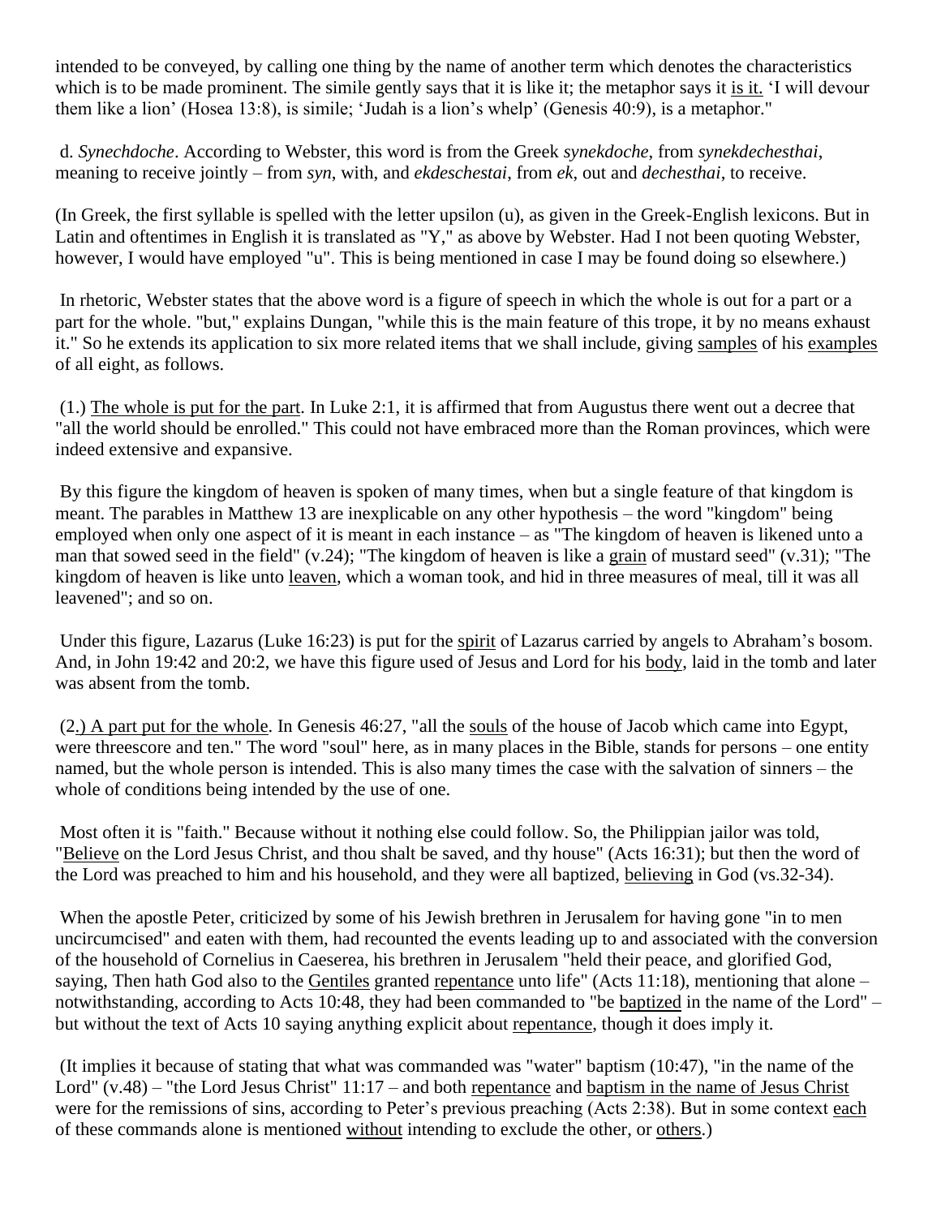intended to be conveyed, by calling one thing by the name of another term which denotes the characteristics which is to be made prominent. The simile gently says that it is like it; the metaphor says it <u>is it.</u> 'I will devour them like a lion' (Hosea 13:8), is simile; 'Judah is a lion's whelp' (Genesis 40:9), is a metaphor."

d. *Synechdoche*. According to Webster, this word is from the Greek *synekdoche*, from *synekdechesthai*, meaning to receive jointly – from *syn*, with, and *ekdeschestai*, from *ek*, out and *dechesthai*, to receive.

(In Greek, the first syllable is spelled with the letter upsilon (u), as given in the Greek-English lexicons. But in Latin and oftentimes in English it is translated as "Y," as above by Webster. Had I not been quoting Webster, however, I would have employed "u". This is being mentioned in case I may be found doing so elsewhere.)

In rhetoric, Webster states that the above word is a figure of speech in which the whole is out for a part or a part for the whole. "but," explains Dungan, "while this is the main feature of this trope, it by no means exhaust it." So he extends its application to six more related items that we shall include, giving <u>samples</u> of his <u>examples</u> of all eight, as follows.

(1.) <u>The whole is put for the part</u>. In Luke 2:1, it is affirmed that from Augustus there went out a decree that "all the world should be enrolled." This could not have embraced more than the Roman provinces, which were indeed extensive and expansive.

By this figure the kingdom of heaven is spoken of many times, when but a single feature of that kingdom is meant. The parables in Matthew 13 are inexplicable on any other hypothesis – the word "kingdom" being employed when only one aspect of it is meant in each instance – as "The kingdom of heaven is likened unto a man that sowed seed in the field" (v.24); "The kingdom of heaven is like a <u>grain</u> of mustard seed" (v.31); "The kingdom of heaven is like unto <u>leaven</u>, which a woman took, and hid in three measures of meal, till it was all leavened"; and so on.

Under this figure, Lazarus (Luke 16:23) is put for the <u>spirit</u> of Lazarus carried by angels to Abraham's bosom. And, in John 19:42 and 20:2, we have this figure used of Jesus and Lord for his <u>body</u>, laid in the tomb and later was absent from the tomb.

(2<u>.) A part put for the whole</u>. In Genesis 46:27, "all the <u>souls</u> of the house of Jacob which came into Egypt, were threescore and ten." The word "soul" here, as in many places in the Bible, stands for persons – one entity named, but the whole person is intended. This is also many times the case with the salvation of sinners – the whole of conditions being intended by the use of one.

Most often it is "faith." Because without it nothing else could follow. So, the Philippian jailor was told, "<u>Believe</u> on the Lord Jesus Christ, and thou shalt be saved, and thy house" (Acts 16:31); but then the word of the Lord was preached to him and his household, and they were all baptized, <u>believing</u> in God (vs.32-34).

When the apostle Peter, criticized by some of his Jewish brethren in Jerusalem for having gone "in to men uncircumcised" and eaten with them, had recounted the events leading up to and associated with the conversion of the household of Cornelius in Caeserea, his brethren in Jerusalem "held their peace, and glorified God, saying, Then hath God also to the <u>Gentiles</u> granted <u>repentance</u> unto life" (Acts 11:18), mentioning that alone – notwithstanding, according to Acts 10:48, they had been commanded to "be <u>baptized</u> in the name of the Lord" – but without the text of Acts 10 saying anything explicit about <u>repentance</u>, though it does imply it.

(It implies it because of stating that what was commanded was "water" baptism (10:47), "in the name of the Lord" (v.48) – "the Lord Jesus Christ" 11:17 – and both <u>repentance</u> and <u>baptism in the name of Jesus Christ</u> were for the remissions of sins, according to Peter's previous preaching (Acts 2:38). But in some context <u>each</u> of these commands alone is mentioned <u>without</u> intending to exclude the other, or <u>others</u>.)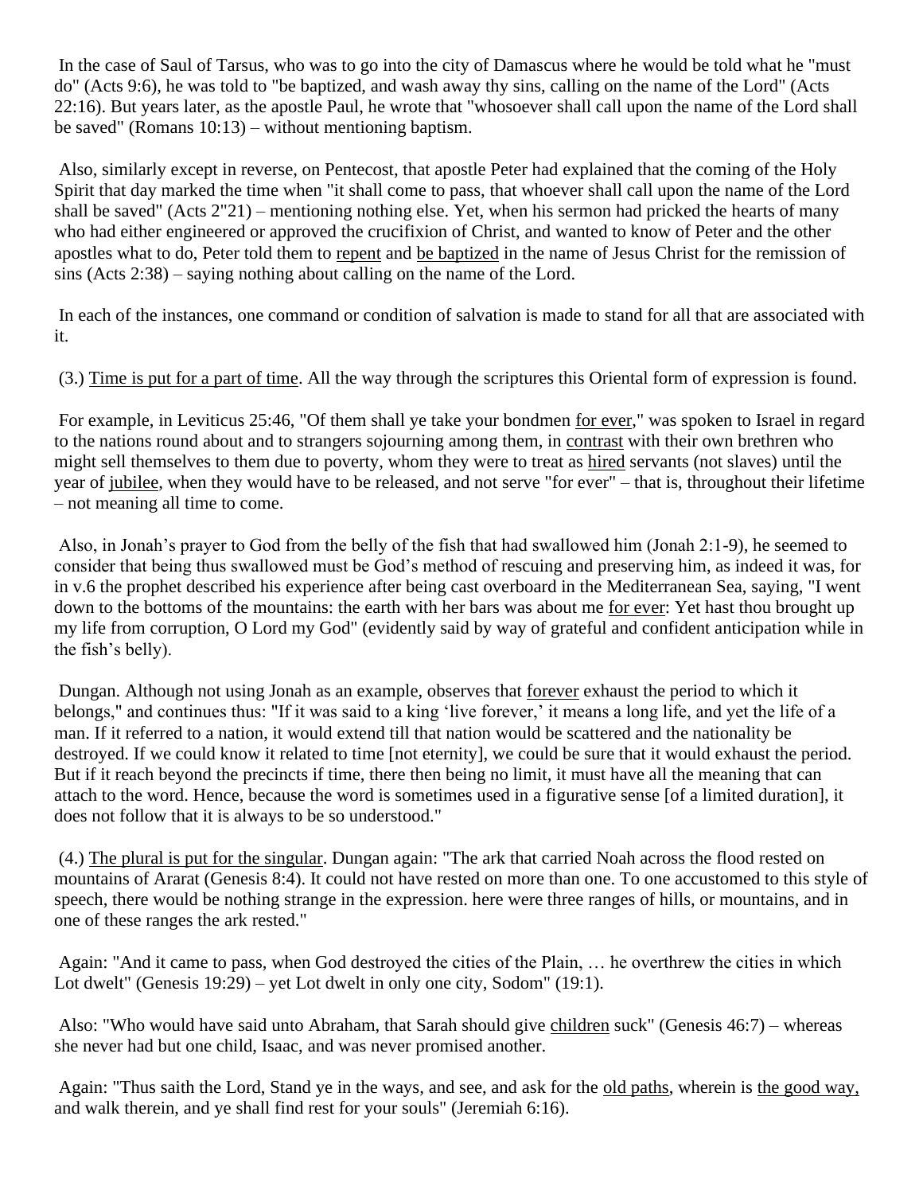In the case of Saul of Tarsus, who was to go into the city of Damascus where he would be told what he "must do" (Acts 9:6), he was told to "be baptized, and wash away thy sins, calling on the name of the Lord" (Acts 22:16). But years later, as the apostle Paul, he wrote that "whosoever shall call upon the name of the Lord shall be saved" (Romans 10:13) – without mentioning baptism.

Also, similarly except in reverse, on Pentecost, that apostle Peter had explained that the coming of the Holy Spirit that day marked the time when "it shall come to pass, that whoever shall call upon the name of the Lord shall be saved" (Acts 2"21) – mentioning nothing else. Yet, when his sermon had pricked the hearts of many who had either engineered or approved the crucifixion of Christ, and wanted to know of Peter and the other apostles what to do, Peter told them to <u>repent</u> and <u>be baptized</u> in the name of Jesus Christ for the remission of sins (Acts 2:38) – saying nothing about calling on the name of the Lord.

In each of the instances, one command or condition of salvation is made to stand for all that are associated with it.

(3.) <u>Time is put for a part of time</u>. All the way through the scriptures this Oriental form of expression is found.

For example, in Leviticus 25:46, "Of them shall ye take your bondmen <u>for ever</u>," was spoken to Israel in regard to the nations round about and to strangers sojourning among them, in <u>contrast</u> with their own brethren who might sell themselves to them due to poverty, whom they were to treat as <u>hired</u> servants (not slaves) until the year of <u>jubilee</u>, when they would have to be released, and not serve "for ever" – that is, throughout their lifetime – not meaning all time to come.

Also, in Jonah's prayer to God from the belly of the fish that had swallowed him (Jonah 2:1-9), he seemed to consider that being thus swallowed must be God's method of rescuing and preserving him, as indeed it was, for in v.6 the prophet described his experience after being cast overboard in the Mediterranean Sea, saying, "I went down to the bottoms of the mountains: the earth with her bars was about me <u>for ever</u>: Yet hast thou brought up my life from corruption, O Lord my God" (evidently said by way of grateful and confident anticipation while in the fish's belly).

Dungan. Although not using Jonah as an example, observes that <u>forever</u> exhaust the period to which it belongs," and continues thus: "If it was said to a king 'live forever,' it means a long life, and yet the life of a man. If it referred to a nation, it would extend till that nation would be scattered and the nationality be destroyed. If we could know it related to time [not eternity], we could be sure that it would exhaust the period. But if it reach beyond the precincts if time, there then being no limit, it must have all the meaning that can attach to the word. Hence, because the word is sometimes used in a figurative sense [of a limited duration], it does not follow that it is always to be so understood."

(4.) <u>The plural is put for the singular</u>. Dungan again: "The ark that carried Noah across the flood rested on mountains of Ararat (Genesis 8:4). It could not have rested on more than one. To one accustomed to this style of speech, there would be nothing strange in the expression. here were three ranges of hills, or mountains, and in one of these ranges the ark rested."

Again: "And it came to pass, when God destroyed the cities of the Plain, … he overthrew the cities in which Lot dwelt" (Genesis 19:29) – yet Lot dwelt in only one city, Sodom" (19:1).

Also: "Who would have said unto Abraham, that Sarah should give <u>children</u> suck" (Genesis 46:7) – whereas she never had but one child, Isaac, and was never promised another.

Again: "Thus saith the Lord, Stand ye in the ways, and see, and ask for the <u>old paths</u>, wherein is <u>the good way,</u> and walk therein, and ye shall find rest for your souls" (Jeremiah 6:16).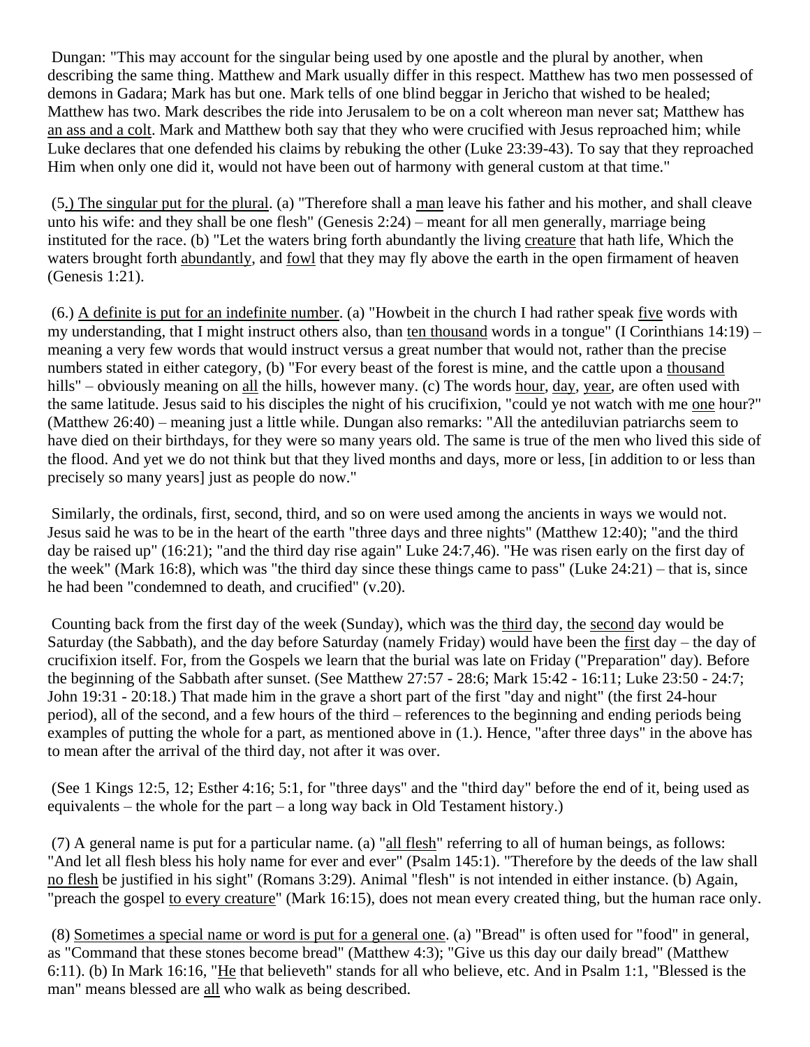Dungan: "This may account for the singular being used by one apostle and the plural by another, when describing the same thing. Matthew and Mark usually differ in this respect. Matthew has two men possessed of demons in Gadara; Mark has but one. Mark tells of one blind beggar in Jericho that wished to be healed; Matthew has two. Mark describes the ride into Jerusalem to be on a colt whereon man never sat; Matthew has <u>an ass and a colt</u>. Mark and Matthew both say that they who were crucified with Jesus reproached him; while Luke declares that one defended his claims by rebuking the other (Luke 23:39-43). To say that they reproached Him when only one did it, would not have been out of harmony with general custom at that time."

(5.) <u>The singular put for the plural</u>. (a) "Therefore shall a <u>man</u> leave his father and his mother, and shall cleave unto his wife: and they shall be one flesh" (Genesis 2:24) – meant for all men generally, marriage being instituted for the race. (b) "Let the waters bring forth abundantly the living <u>creature</u> that hath life, Which the waters brought forth <u>abundantly</u>, and <u>fowl</u> that they may fly above the earth in the open firmament of heaven (Genesis 1:21).

(6.) <u>A definite is put for an indefinite number</u>. (a) "Howbeit in the church I had rather speak <u>five</u> words with my understanding, that I might instruct others also, than <u>ten thousand</u> words in a tongue" (I Corinthians 14:19) – meaning a very few words that would instruct versus a great number that would not, rather than the precise numbers stated in either category, (b) "For every beast of the forest is mine, and the cattle upon a <u>thousand</u> hills" – obviously meaning on <u>all</u> the hills, however many. (c) The words <u>hour</u>, <u>day</u>, <u>year</u>, are often used with the same latitude. Jesus said to his disciples the night of his crucifixion, "could ye not watch with me <u>one</u> hour?" (Matthew 26:40) – meaning just a little while. Dungan also remarks: "All the antediluvian patriarchs seem to have died on their birthdays, for they were so many years old. The same is true of the men who lived this side of the flood. And yet we do not think but that they lived months and days, more or less, [in addition to or less than precisely so many years] just as people do now."

Similarly, the ordinals, first, second, third, and so on were used among the ancients in ways we would not. Jesus said he was to be in the heart of the earth "three days and three nights" (Matthew 12:40); "and the third day be raised up" (16:21); "and the third day rise again" Luke 24:7,46). "He was risen early on the first day of the week" (Mark 16:8), which was "the third day since these things came to pass" (Luke 24:21) – that is, since he had been "condemned to death, and crucified" (v.20).

Counting back from the first day of the week (Sunday), which was the <u>third</u> day, the <u>second</u> day would be Saturday (the Sabbath), and the day before Saturday (namely Friday) would have been the <u>first</u> day – the day of crucifixion itself. For, from the Gospels we learn that the burial was late on Friday ("Preparation" day). Before the beginning of the Sabbath after sunset. (See Matthew 27:57 - 28:6; Mark 15:42 - 16:11; Luke 23:50 - 24:7; John 19:31 - 20:18.) That made him in the grave a short part of the first "day and night" (the first 24-hour period), all of the second, and a few hours of the third – references to the beginning and ending periods being examples of putting the whole for a part, as mentioned above in (1.). Hence, "after three days" in the above has to mean after the arrival of the third day, not after it was over.

(See 1 Kings 12:5, 12; Esther 4:16; 5:1, for "three days" and the "third day" before the end of it, being used as equivalents – the whole for the part – a long way back in Old Testament history.)

(7) A general name is put for a particular name. (a) "<u>all flesh</u>" referring to all of human beings, as follows: "And let all flesh bless his holy name for ever and ever" (Psalm 145:1). "Therefore by the deeds of the law shall <u>no flesh</u> be justified in his sight" (Romans 3:29). Animal "flesh" is not intended in either instance. (b) Again, "preach the gospel <u>to every creature</u>" (Mark 16:15), does not mean every created thing, but the human race only.

(8) <u>Sometimes a special name or word is put for a general one</u>. (a) "Bread" is often used for "food" in general, as "Command that these stones become bread" (Matthew 4:3); "Give us this day our daily bread" (Matthew 6:11). (b) In Mark 16:16, "<u>He</u> that believeth" stands for all who believe, etc. And in Psalm 1:1, "Blessed is the man" means blessed are <u>all</u> who walk as being described.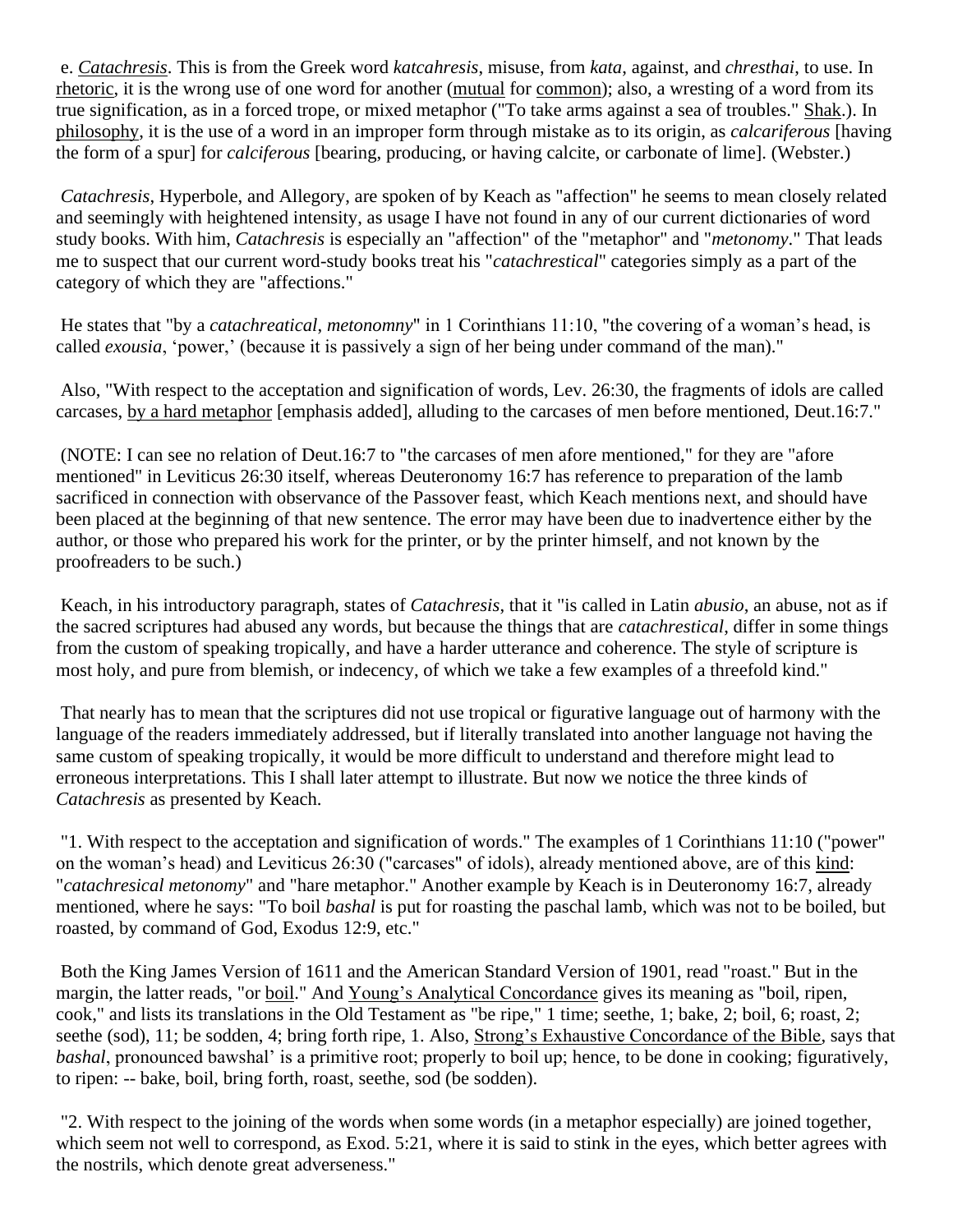e. *Catachresis*. This is from the Greek word *katcahresis*, misuse, from *kata*, against, and *chresthai*, to use. In rhetoric, it is the wrong use of one word for another (mutual for common); also, a wresting of a word from its true signification, as in a forced trope, or mixed metaphor ("To take arms against a sea of troubles." Shak.). In philosophy, it is the use of a word in an improper form through mistake as to its origin, as *calcariferous* [having the form of a spur] for *calciferous* [bearing, producing, or having calcite, or carbonate of lime]. (Webster.)

*Catachresis*, Hyperbole, and Allegory, are spoken of by Keach as "affection" he seems to mean closely related and seemingly with heightened intensity, as usage I have not found in any of our current dictionaries of word study books. With him, *Catachresis* is especially an "affection" of the "metaphor" and "*metonomy*." That leads me to suspect that our current word-study books treat his "*catachrestical*" categories simply as a part of the category of which they are "affections."

He states that "by a *catachreatical, metonomny*" in 1 Corinthians 11:10, "the covering of a woman's head, is called *exousia*, 'power,' (because it is passively a sign of her being under command of the man)."

Also, "With respect to the acceptation and signification of words, Lev. 26:30, the fragments of idols are called carcases, by a hard metaphor [emphasis added], alluding to the carcases of men before mentioned, Deut.16:7."

(NOTE: I can see no relation of Deut.16:7 to "the carcases of men afore mentioned," for they are "afore mentioned" in Leviticus 26:30 itself, whereas Deuteronomy 16:7 has reference to preparation of the lamb sacrificed in connection with observance of the Passover feast, which Keach mentions next, and should have been placed at the beginning of that new sentence. The error may have been due to inadvertence either by the author, or those who prepared his work for the printer, or by the printer himself, and not known by the proofreaders to be such.)

Keach, in his introductory paragraph, states of *Catachresis*, that it "is called in Latin *abusio*, an abuse, not as if the sacred scriptures had abused any words, but because the things that are *catachrestical*, differ in some things from the custom of speaking tropically, and have a harder utterance and coherence. The style of scripture is most holy, and pure from blemish, or indecency, of which we take a few examples of a threefold kind."

That nearly has to mean that the scriptures did not use tropical or figurative language out of harmony with the language of the readers immediately addressed, but if literally translated into another language not having the same custom of speaking tropically, it would be more difficult to understand and therefore might lead to erroneous interpretations. This I shall later attempt to illustrate. But now we notice the three kinds of *Catachresis* as presented by Keach.

"1. With respect to the acceptation and signification of words." The examples of 1 Corinthians 11:10 ("power" on the woman's head) and Leviticus 26:30 ("carcases" of idols), already mentioned above, are of this kind: "*catachresical metonomy*" and "hare metaphor." Another example by Keach is in Deuteronomy 16:7, already mentioned, where he says: "To boil *bashal* is put for roasting the paschal lamb, which was not to be boiled, but roasted, by command of God, Exodus 12:9, etc."

Both the King James Version of 1611 and the American Standard Version of 1901, read "roast." But in the margin, the latter reads, "or boil." And Young's Analytical Concordance gives its meaning as "boil, ripen, cook," and lists its translations in the Old Testament as "be ripe," 1 time; seethe, 1; bake, 2; boil, 6; roast, 2; seethe (sod), 11; be sodden, 4; bring forth ripe, 1. Also, Strong's Exhaustive Concordance of the Bible, says that *bashal*, pronounced bawshal' is a primitive root; properly to boil up; hence, to be done in cooking; figuratively, to ripen: -- bake, boil, bring forth, roast, seethe, sod (be sodden).

"2. With respect to the joining of the words when some words (in a metaphor especially) are joined together, which seem not well to correspond, as Exod. 5:21, where it is said to stink in the eyes, which better agrees with the nostrils, which denote great adverseness."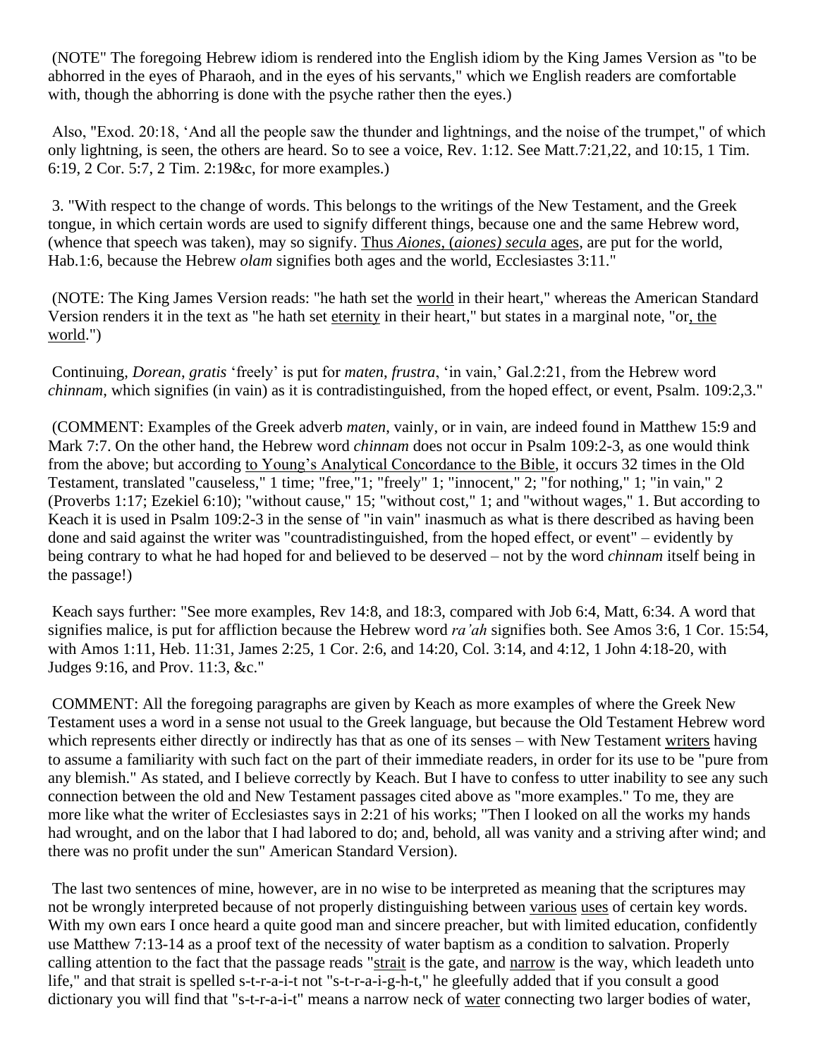(NOTE" The foregoing Hebrew idiom is rendered into the English idiom by the King James Version as "to be abhorred in the eyes of Pharaoh, and in the eyes of his servants," which we English readers are comfortable with, though the abhorring is done with the psyche rather then the eyes.)

Also, "Exod. 20:18, 'And all the people saw the thunder and lightnings, and the noise of the trumpet," of which only lightning, is seen, the others are heard. So to see a voice, Rev. 1:12. See Matt.7:21,22, and 10:15, 1 Tim. 6:19, 2 Cor. 5:7, 2 Tim. 2:19&c, for more examples.)

3. "With respect to the change of words. This belongs to the writings of the New Testament, and the Greek tongue, in which certain words are used to signify different things, because one and the same Hebrew word, (whence that speech was taken), may so signify. Thus *Aiones*, (*aiones) secula* ages, are put for the world, Hab.1:6, because the Hebrew *olam* signifies both ages and the world, Ecclesiastes 3:11."

(NOTE: The King James Version reads: "he hath set the world in their heart," whereas the American Standard Version renders it in the text as "he hath set eternity in their heart," but states in a marginal note, "or, the world.")

Continuing, *Dorean*, *gratis* 'freely' is put for *maten*, *frustra*, 'in vain,' Gal.2:21, from the Hebrew word *chinnam*, which signifies (in vain) as it is contradistinguished, from the hoped effect, or event, Psalm. 109:2,3."

(COMMENT: Examples of the Greek adverb *maten*, vainly, or in vain, are indeed found in Matthew 15:9 and Mark 7:7. On the other hand, the Hebrew word *chinnam* does not occur in Psalm 109:2-3, as one would think from the above; but according to Young's Analytical Concordance to the Bible, it occurs 32 times in the Old Testament, translated "causeless," 1 time; "free,"1; "freely" 1; "innocent," 2; "for nothing," 1; "in vain," 2 (Proverbs 1:17; Ezekiel 6:10); "without cause," 15; "without cost," 1; and "without wages," 1. But according to Keach it is used in Psalm 109:2-3 in the sense of "in vain" inasmuch as what is there described as having been done and said against the writer was "countradistinguished, from the hoped effect, or event" – evidently by being contrary to what he had hoped for and believed to be deserved – not by the word *chinnam* itself being in the passage!)

Keach says further: "See more examples, Rev 14:8, and 18:3, compared with Job 6:4, Matt, 6:34. A word that signifies malice, is put for affliction because the Hebrew word *ra'ah* signifies both. See Amos 3:6, 1 Cor. 15:54, with Amos 1:11, Heb. 11:31, James 2:25, 1 Cor. 2:6, and 14:20, Col. 3:14, and 4:12, 1 John 4:18-20, with Judges 9:16, and Prov. 11:3, &c."

COMMENT: All the foregoing paragraphs are given by Keach as more examples of where the Greek New Testament uses a word in a sense not usual to the Greek language, but because the Old Testament Hebrew word which represents either directly or indirectly has that as one of its senses – with New Testament writers having to assume a familiarity with such fact on the part of their immediate readers, in order for its use to be "pure from any blemish." As stated, and I believe correctly by Keach. But I have to confess to utter inability to see any such connection between the old and New Testament passages cited above as "more examples." To me, they are more like what the writer of Ecclesiastes says in 2:21 of his works; "Then I looked on all the works my hands had wrought, and on the labor that I had labored to do; and, behold, all was vanity and a striving after wind; and there was no profit under the sun" American Standard Version).

The last two sentences of mine, however, are in no wise to be interpreted as meaning that the scriptures may not be wrongly interpreted because of not properly distinguishing between various uses of certain key words. With my own ears I once heard a quite good man and sincere preacher, but with limited education, confidently use Matthew 7:13-14 as a proof text of the necessity of water baptism as a condition to salvation. Properly calling attention to the fact that the passage reads "strait is the gate, and narrow is the way, which leadeth unto life," and that strait is spelled s-t-r-a-i-t not "s-t-r-a-i-g-h-t," he gleefully added that if you consult a good dictionary you will find that "s-t-r-a-i-t" means a narrow neck of water connecting two larger bodies of water,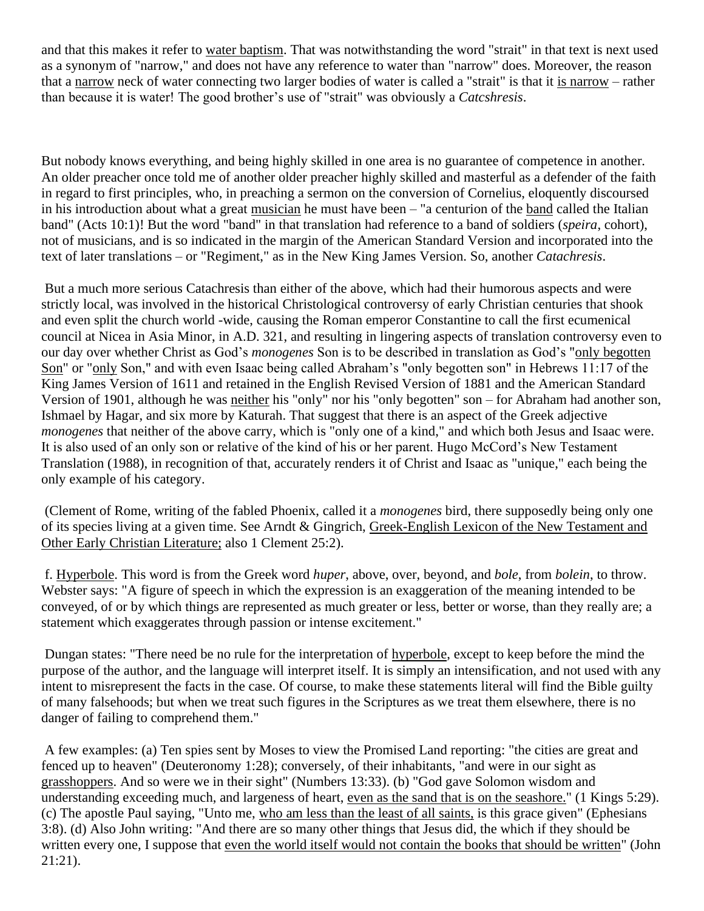and that this makes it refer to water baptism. That was notwithstanding the word "strait" in that text is next used as a synonym of "narrow," and does not have any reference to water than "narrow" does. Moreover, the reason that a narrow neck of water connecting two larger bodies of water is called a "strait" is that it is narrow – rather than because it is water! The good brother's use of "strait" was obviously a *Catcshresis*.

But nobody knows everything, and being highly skilled in one area is no guarantee of competence in another. An older preacher once told me of another older preacher highly skilled and masterful as a defender of the faith in regard to first principles, who, in preaching a sermon on the conversion of Cornelius, eloquently discoursed in his introduction about what a great musician he must have been – "a centurion of the band called the Italian band" (Acts 10:1)! But the word "band" in that translation had reference to a band of soldiers (*speira*, cohort), not of musicians, and is so indicated in the margin of the American Standard Version and incorporated into the text of later translations – or "Regiment," as in the New King James Version. So, another *Catachresis*.

But a much more serious Catachresis than either of the above, which had their humorous aspects and were strictly local, was involved in the historical Christological controversy of early Christian centuries that shook and even split the church world -wide, causing the Roman emperor Constantine to call the first ecumenical council at Nicea in Asia Minor, in A.D. 321, and resulting in lingering aspects of translation controversy even to our day over whether Christ as God's *monogenes* Son is to be described in translation as God's "only begotten Son" or "only Son," and with even Isaac being called Abraham's "only begotten son" in Hebrews 11:17 of the King James Version of 1611 and retained in the English Revised Version of 1881 and the American Standard Version of 1901, although he was neither his "only" nor his "only begotten" son – for Abraham had another son, Ishmael by Hagar, and six more by Katurah. That suggest that there is an aspect of the Greek adjective *monogenes* that neither of the above carry, which is "only one of a kind," and which both Jesus and Isaac were. It is also used of an only son or relative of the kind of his or her parent. Hugo McCord's New Testament Translation (1988), in recognition of that, accurately renders it of Christ and Isaac as "unique," each being the only example of his category.

(Clement of Rome, writing of the fabled Phoenix, called it a *monogenes* bird, there supposedly being only one of its species living at a given time. See Arndt & Gingrich, Greek-English Lexicon of the New Testament and Other Early Christian Literature; also 1 Clement 25:2).

f. Hyperbole. This word is from the Greek word *huper*, above, over, beyond, and *bole*, from *bolein*, to throw. Webster says: "A figure of speech in which the expression is an exaggeration of the meaning intended to be conveyed, of or by which things are represented as much greater or less, better or worse, than they really are; a statement which exaggerates through passion or intense excitement."

Dungan states: "There need be no rule for the interpretation of hyperbole, except to keep before the mind the purpose of the author, and the language will interpret itself. It is simply an intensification, and not used with any intent to misrepresent the facts in the case. Of course, to make these statements literal will find the Bible guilty of many falsehoods; but when we treat such figures in the Scriptures as we treat them elsewhere, there is no danger of failing to comprehend them."

A few examples: (a) Ten spies sent by Moses to view the Promised Land reporting: "the cities are great and fenced up to heaven" (Deuteronomy 1:28); conversely, of their inhabitants, "and were in our sight as grasshoppers. And so were we in their sight" (Numbers 13:33). (b) "God gave Solomon wisdom and understanding exceeding much, and largeness of heart, even as the sand that is on the seashore." (1 Kings 5:29). (c) The apostle Paul saying, "Unto me, who am less than the least of all saints, is this grace given" (Ephesians 3:8). (d) Also John writing: "And there are so many other things that Jesus did, the which if they should be written every one, I suppose that even the world itself would not contain the books that should be written" (John 21:21).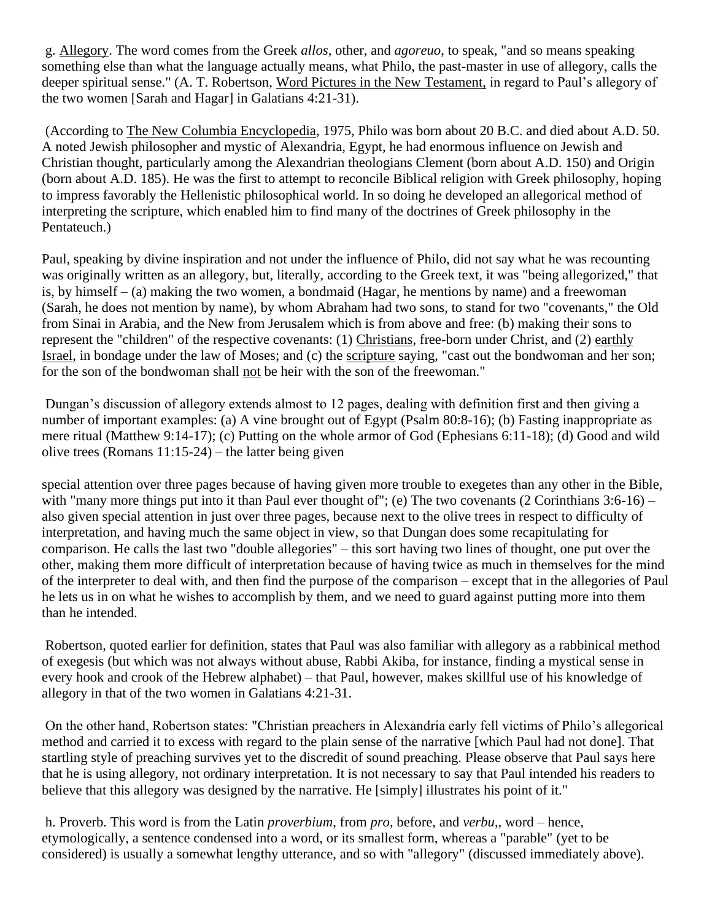g. Allegory. The word comes from the Greek *allos*, other, and *agoreuo*, to speak, "and so means speaking something else than what the language actually means, what Philo, the past-master in use of allegory, calls the deeper spiritual sense." (A. T. Robertson, Word Pictures in the New Testament, in regard to Paul's allegory of the two women [Sarah and Hagar] in Galatians 4:21-31).

(According to The New Columbia Encyclopedia, 1975, Philo was born about 20 B.C. and died about A.D. 50. A noted Jewish philosopher and mystic of Alexandria, Egypt, he had enormous influence on Jewish and Christian thought, particularly among the Alexandrian theologians Clement (born about A.D. 150) and Origin (born about A.D. 185). He was the first to attempt to reconcile Biblical religion with Greek philosophy, hoping to impress favorably the Hellenistic philosophical world. In so doing he developed an allegorical method of interpreting the scripture, which enabled him to find many of the doctrines of Greek philosophy in the Pentateuch.)

Paul, speaking by divine inspiration and not under the influence of Philo, did not say what he was recounting was originally written as an allegory, but, literally, according to the Greek text, it was "being allegorized," that is, by himself – (a) making the two women, a bondmaid (Hagar, he mentions by name) and a freewoman (Sarah, he does not mention by name), by whom Abraham had two sons, to stand for two "covenants," the Old from Sinai in Arabia, and the New from Jerusalem which is from above and free: (b) making their sons to represent the "children" of the respective covenants: (1) Christians, free-born under Christ, and (2) earthly Israel, in bondage under the law of Moses; and (c) the scripture saying, "cast out the bondwoman and her son; for the son of the bondwoman shall not be heir with the son of the freewoman."

Dungan's discussion of allegory extends almost to 12 pages, dealing with definition first and then giving a number of important examples: (a) A vine brought out of Egypt (Psalm 80:8-16); (b) Fasting inappropriate as mere ritual (Matthew 9:14-17); (c) Putting on the whole armor of God (Ephesians 6:11-18); (d) Good and wild olive trees (Romans 11:15-24) – the latter being given special attention over three pages because of having given more trouble to exegetes than any other in the Bible, with "many more things put into it than Paul ever thought of"; (e) The two covenants (2 Corinthians 3:6-16) – also given special attention in just over three pages, because next to the olive trees in respect to difficulty of interpretation, and having much the same object in view, so that Dungan does some recapitulating for comparison. He calls the last two "double allegories" – this sort having two lines of thought, one put over the other, making them more difficult of interpretation because of having twice as much in themselves for the mind of the interpreter to deal with, and then find the purpose of the comparison – except that in the allegories of Paul he lets us in on what he wishes to accomplish by them, and we need to guard against putting more into them than he intended.

Robertson, quoted earlier for definition, states that Paul was also familiar with allegory as a rabbinical method of exegesis (but which was not always without abuse, Rabbi Akiba, for instance, finding a mystical sense in every hook and crook of the Hebrew alphabet) – that Paul, however, makes skillful use of his knowledge of allegory in that of the two women in Galatians 4:21-31.

On the other hand, Robertson states: "Christian preachers in Alexandria early fell victims of Philo's allegorical method and carried it to excess with regard to the plain sense of the narrative [which Paul had not done]. That startling style of preaching survives yet to the discredit of sound preaching. Please observe that Paul says here that he is using allegory, not ordinary interpretation. It is not necessary to say that Paul intended his readers to believe that this allegory was designed by the narrative. He [simply] illustrates his point of it."

h. Proverb. This word is from the Latin *proverbium*, from *pro*, before, and *verbu*,, word – hence, etymologically, a sentence condensed into a word, or its smallest form, whereas a "parable" (yet to be considered) is usually a somewhat lengthy utterance, and so with "allegory" (discussed immediately above).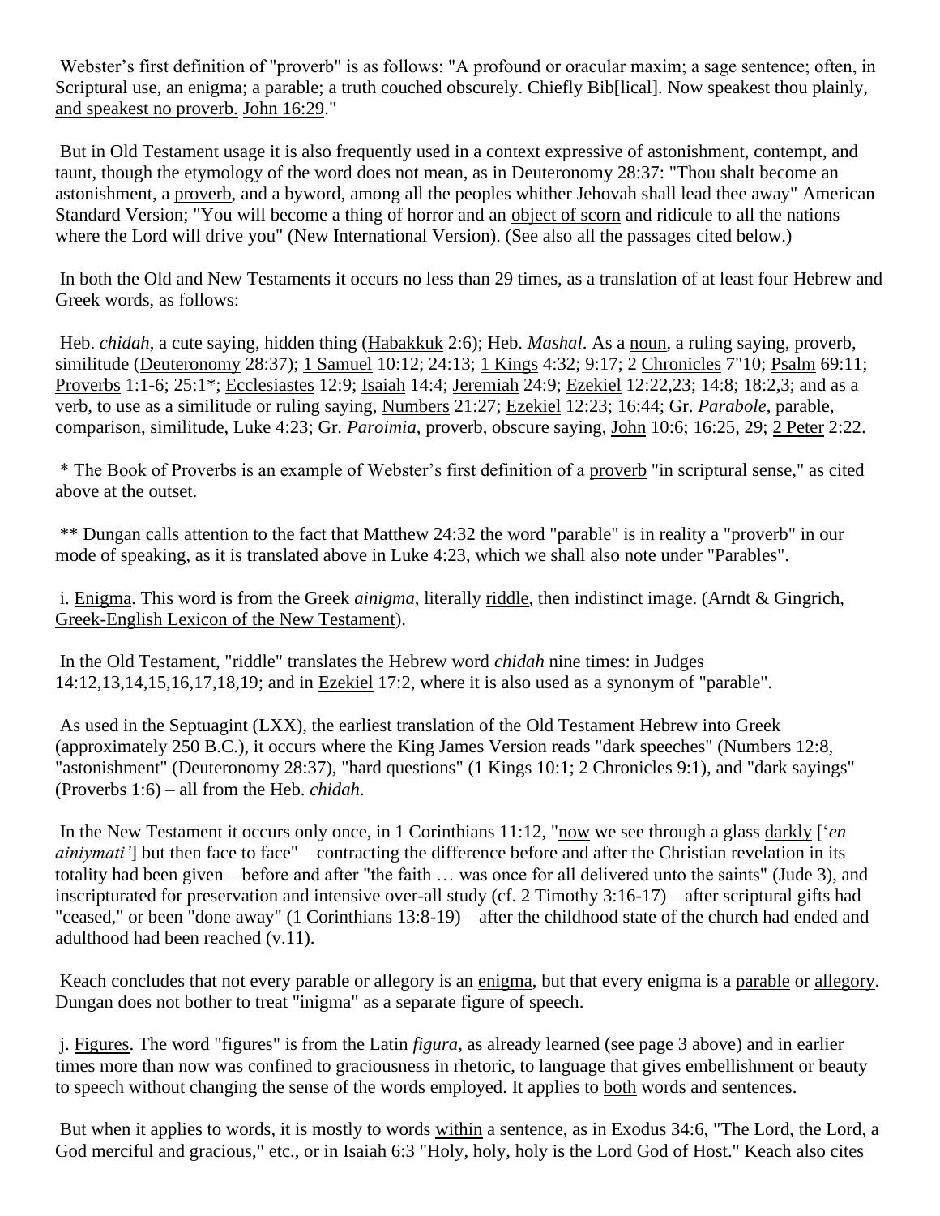Webster's first definition of "proverb" is as follows: "A profound or oracular maxim; a sage sentence; often, in Scriptural use, an enigma; a parable; a truth couched obscurely. Chiefly Bib[lical]. Now speakest thou plainly, and speakest no proverb. John 16:29."

But in Old Testament usage it is also frequently used in a context expressive of astonishment, contempt, and taunt, though the etymology of the word does not mean, as in Deuteronomy 28:37: "Thou shalt become an astonishment, a proverb, and a byword, among all the peoples whither Jehovah shall lead thee away" American Standard Version; "You will become a thing of horror and an object of scorn and ridicule to all the nations where the Lord will drive you" (New International Version). (See also all the passages cited below.)

In both the Old and New Testaments it occurs no less than 29 times, as a translation of at least four Hebrew and Greek words, as follows:

Heb. *chidah*, a cute saying, hidden thing (Habakkuk 2:6); Heb. *Mashal*. As a noun, a ruling saying, proverb, similitude (Deuteronomy 28:37); 1 Samuel 10:12; 24:13; 1 Kings 4:32; 9:17; 2 Chronicles 7"10; Psalm 69:11; Proverbs 1:1-6; 25:1*; Ecclesiastes 12:9; Isaiah 14:4; Jeremiah 24:9; Ezekiel 12:22,23; 14:8; 18:2,3; and as a verb, to use as a similitude or ruling saying, Numbers 21:27; Ezekiel 12:23; 16:44; Gr. *Parabole*, parable, comparison, similitude, Luke 4:23; Gr. *Paroimia*, proverb, obscure saying, John 10:6; 16:25, 29; 2 Peter 2:22.

* The Book of Proverbs is an example of Webster's first definition of a proverb "in scriptural sense," as cited above at the outset.

** Dungan calls attention to the fact that Matthew 24:32 the word "parable" is in reality a "proverb" in our mode of speaking, as it is translated above in Luke 4:23, which we shall also note under "Parables".

i. Enigma. This word is from the Greek *ainigma*, literally riddle, then indistinct image. (Arndt & Gingrich, Greek-English Lexicon of the New Testament).

In the Old Testament, "riddle" translates the Hebrew word *chidah* nine times: in Judges 14:12,13,14,15,16,17,18,19; and in Ezekiel 17:2, where it is also used as a synonym of "parable".

As used in the Septuagint (LXX), the earliest translation of the Old Testament Hebrew into Greek (approximately 250 B.C.), it occurs where the King James Version reads "dark speeches" (Numbers 12:8, "astonishment" (Deuteronomy 28:37), "hard questions" (1 Kings 10:1; 2 Chronicles 9:1), and "dark sayings" (Proverbs 1:6) – all from the Heb. *chidah*.

In the New Testament it occurs only once, in 1 Corinthians 11:12, "now we see through a glass darkly ['*en ainiymati'*] but then face to face" – contracting the difference before and after the Christian revelation in its totality had been given – before and after "the faith … was once for all delivered unto the saints" (Jude 3), and inscripturated for preservation and intensive over-all study (cf. 2 Timothy 3:16-17) – after scriptural gifts had "ceased," or been "done away" (1 Corinthians 13:8-19) – after the childhood state of the church had ended and adulthood had been reached (v.11).

Keach concludes that not every parable or allegory is an enigma, but that every enigma is a parable or allegory. Dungan does not bother to treat "inigma" as a separate figure of speech.

j. Figures. The word "figures" is from the Latin *figura*, as already learned (see page 3 above) and in earlier times more than now was confined to graciousness in rhetoric, to language that gives embellishment or beauty to speech without changing the sense of the words employed. It applies to both words and sentences.

But when it applies to words, it is mostly to words within a sentence, as in Exodus 34:6, "The Lord, the Lord, a God merciful and gracious," etc., or in Isaiah 6:3 "Holy, holy, holy is the Lord God of Host." Keach also cites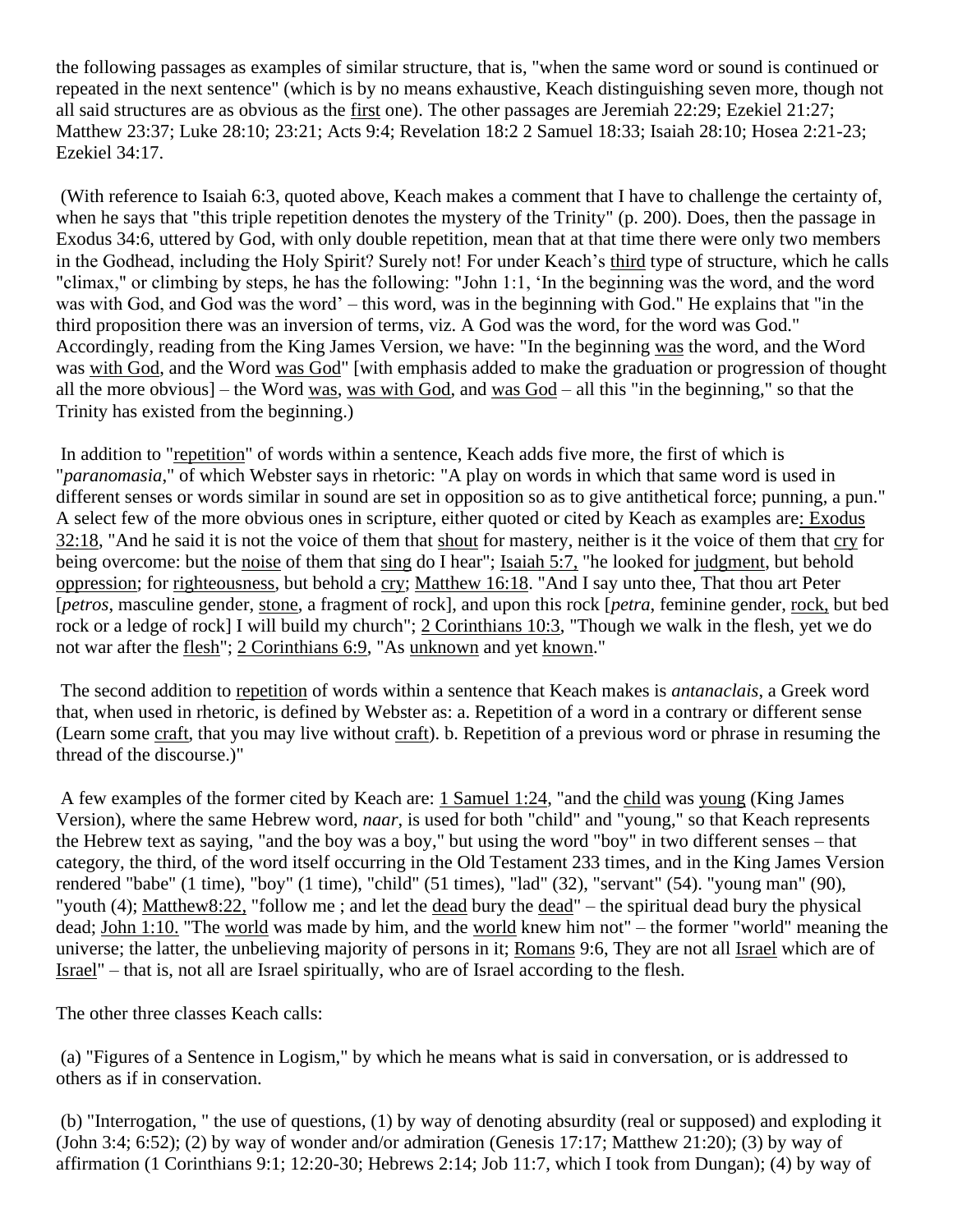the following passages as examples of similar structure, that is, "when the same word or sound is continued or repeated in the next sentence" (which is by no means exhaustive, Keach distinguishing seven more, though not all said structures are as obvious as the first one). The other passages are Jeremiah 22:29; Ezekiel 21:27; Matthew 23:37; Luke 28:10; 23:21; Acts 9:4; Revelation 18:2 2 Samuel 18:33; Isaiah 28:10; Hosea 2:21-23; Ezekiel 34:17.

(With reference to Isaiah 6:3, quoted above, Keach makes a comment that I have to challenge the certainty of, when he says that "this triple repetition denotes the mystery of the Trinity" (p. 200). Does, then the passage in Exodus 34:6, uttered by God, with only double repetition, mean that at that time there were only two members in the Godhead, including the Holy Spirit? Surely not! For under Keach's third type of structure, which he calls "climax," or climbing by steps, he has the following: "John 1:1, 'In the beginning was the word, and the word was with God, and God was the word' – this word, was in the beginning with God." He explains that "in the third proposition there was an inversion of terms, viz. A God was the word, for the word was God." Accordingly, reading from the King James Version, we have: "In the beginning was the word, and the Word was with God, and the Word was God" [with emphasis added to make the graduation or progression of thought all the more obvious] – the Word was, was with God, and was God – all this "in the beginning," so that the Trinity has existed from the beginning.)

In addition to "repetition" of words within a sentence, Keach adds five more, the first of which is "*paranomasia*," of which Webster says in rhetoric: "A play on words in which that same word is used in different senses or words similar in sound are set in opposition so as to give antithetical force; punning, a pun." A select few of the more obvious ones in scripture, either quoted or cited by Keach as examples are: Exodus 32:18, "And he said it is not the voice of them that shout for mastery, neither is it the voice of them that cry for being overcome: but the noise of them that sing do I hear"; Isaiah 5:7, "he looked for judgment, but behold oppression; for righteousness, but behold a cry; Matthew 16:18. "And I say unto thee, That thou art Peter [*petros*, masculine gender, stone, a fragment of rock], and upon this rock [*petra*, feminine gender, rock, but bed rock or a ledge of rock] I will build my church"; 2 Corinthians 10:3, "Though we walk in the flesh, yet we do not war after the flesh"; 2 Corinthians 6:9, "As unknown and yet known."

The second addition to repetition of words within a sentence that Keach makes is *antanaclais*, a Greek word that, when used in rhetoric, is defined by Webster as: a. Repetition of a word in a contrary or different sense (Learn some craft, that you may live without craft). b. Repetition of a previous word or phrase in resuming the thread of the discourse.)"

A few examples of the former cited by Keach are: 1 Samuel 1:24, "and the child was young (King James Version), where the same Hebrew word, *naar*, is used for both "child" and "young," so that Keach represents the Hebrew text as saying, "and the boy was a boy," but using the word "boy" in two different senses – that category, the third, of the word itself occurring in the Old Testament 233 times, and in the King James Version rendered "babe" (1 time), "boy" (1 time), "child" (51 times), "lad" (32), "servant" (54). "young man" (90), "youth (4); Matthew8:22, "follow me ; and let the dead bury the dead" – the spiritual dead bury the physical dead; John 1:10. "The world was made by him, and the world knew him not" – the former "world" meaning the universe; the latter, the unbelieving majority of persons in it; Romans 9:6, They are not all Israel which are of Israel" – that is, not all are Israel spiritually, who are of Israel according to the flesh.

The other three classes Keach calls:

(a) "Figures of a Sentence in Logism," by which he means what is said in conversation, or is addressed to others as if in conservation.

(b) "Interrogation, " the use of questions, (1) by way of denoting absurdity (real or supposed) and exploding it (John 3:4; 6:52); (2) by way of wonder and/or admiration (Genesis 17:17; Matthew 21:20); (3) by way of affirmation (1 Corinthians 9:1; 12:20-30; Hebrews 2:14; Job 11:7, which I took from Dungan); (4) by way of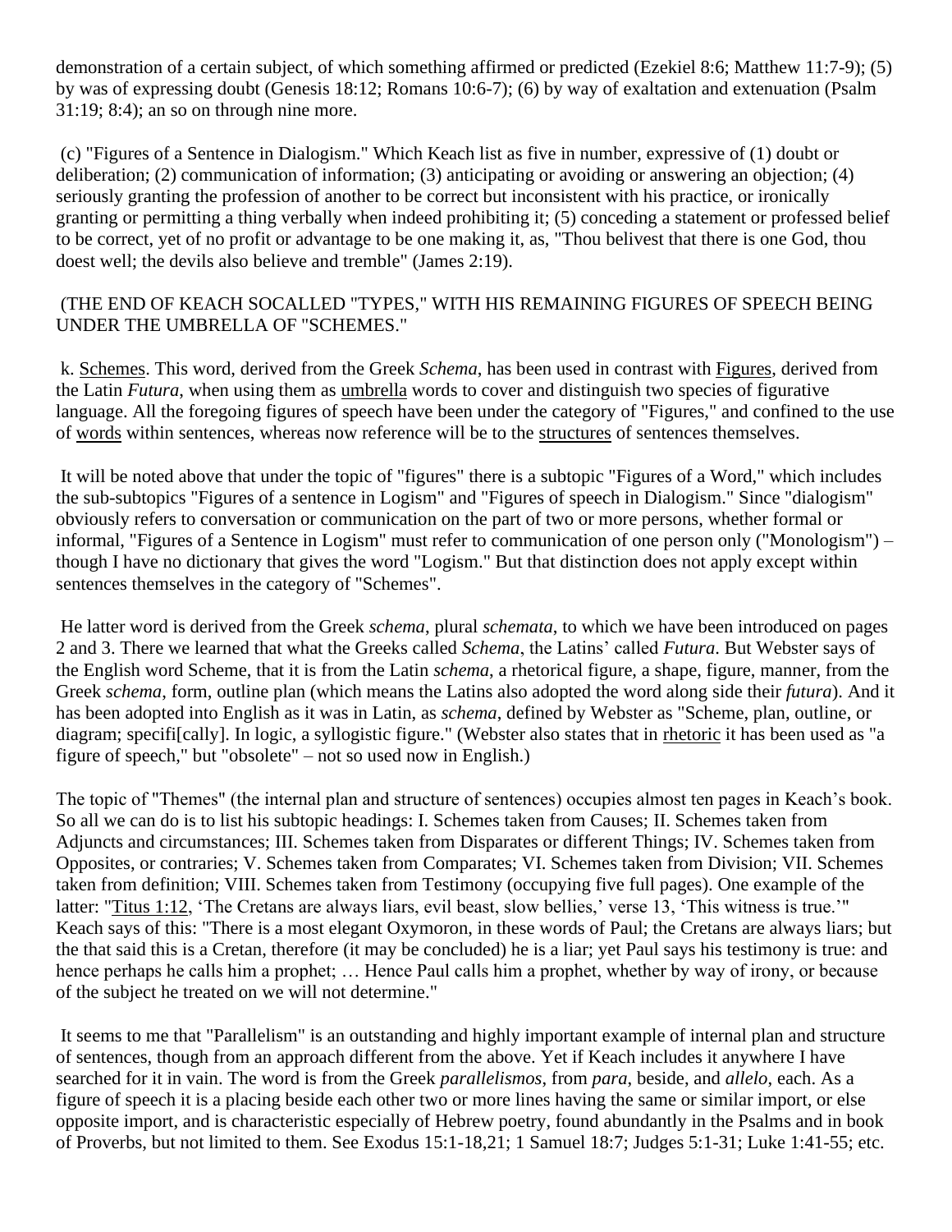demonstration of a certain subject, of which something affirmed or predicted (Ezekiel 8:6; Matthew 11:7-9); (5) by was of expressing doubt (Genesis 18:12; Romans 10:6-7); (6) by way of exaltation and extenuation (Psalm 31:19; 8:4); an so on through nine more.

(c) "Figures of a Sentence in Dialogism." Which Keach list as five in number, expressive of (1) doubt or deliberation; (2) communication of information; (3) anticipating or avoiding or answering an objection; (4) seriously granting the profession of another to be correct but inconsistent with his practice, or ironically granting or permitting a thing verbally when indeed prohibiting it; (5) conceding a statement or professed belief to be correct, yet of no profit or advantage to be one making it, as, "Thou belivest that there is one God, thou doest well; the devils also believe and tremble" (James 2:19).

(THE END OF KEACH SOCALLED "TYPES," WITH HIS REMAINING FIGURES OF SPEECH BEING UNDER THE UMBRELLA OF "SCHEMES."

k. Schemes. This word, derived from the Greek *Schema*, has been used in contrast with Figures, derived from the Latin *Futura*, when using them as umbrella words to cover and distinguish two species of figurative language. All the foregoing figures of speech have been under the category of "Figures," and confined to the use of words within sentences, whereas now reference will be to the structures of sentences themselves.

It will be noted above that under the topic of "figures" there is a subtopic "Figures of a Word," which includes the sub-subtopics "Figures of a sentence in Logism" and "Figures of speech in Dialogism." Since "dialogism" obviously refers to conversation or communication on the part of two or more persons, whether formal or informal, "Figures of a Sentence in Logism" must refer to communication of one person only ("Monologism") – though I have no dictionary that gives the word "Logism." But that distinction does not apply except within sentences themselves in the category of "Schemes".

He latter word is derived from the Greek *schema*, plural *schemata*, to which we have been introduced on pages 2 and 3. There we learned that what the Greeks called *Schema*, the Latins' called *Futura*. But Webster says of the English word Scheme, that it is from the Latin *schema*, a rhetorical figure, a shape, figure, manner, from the Greek *schema*, form, outline plan (which means the Latins also adopted the word along side their *futura*). And it has been adopted into English as it was in Latin, as *schema*, defined by Webster as "Scheme, plan, outline, or diagram; specifi[cally]. In logic, a syllogistic figure." (Webster also states that in rhetoric it has been used as "a figure of speech," but "obsolete" – not so used now in English.)

The topic of "Themes" (the internal plan and structure of sentences) occupies almost ten pages in Keach's book. So all we can do is to list his subtopic headings: I. Schemes taken from Causes; II. Schemes taken from Adjuncts and circumstances; III. Schemes taken from Disparates or different Things; IV. Schemes taken from Opposites, or contraries; V. Schemes taken from Comparates; VI. Schemes taken from Division; VII. Schemes taken from definition; VIII. Schemes taken from Testimony (occupying five full pages). One example of the latter: "Titus 1:12, 'The Cretans are always liars, evil beast, slow bellies,' verse 13, 'This witness is true.'" Keach says of this: "There is a most elegant Oxymoron, in these words of Paul; the Cretans are always liars; but the that said this is a Cretan, therefore (it may be concluded) he is a liar; yet Paul says his testimony is true: and hence perhaps he calls him a prophet; … Hence Paul calls him a prophet, whether by way of irony, or because of the subject he treated on we will not determine."

It seems to me that "Parallelism" is an outstanding and highly important example of internal plan and structure of sentences, though from an approach different from the above. Yet if Keach includes it anywhere I have searched for it in vain. The word is from the Greek *parallelismos*, from *para*, beside, and *allelo*, each. As a figure of speech it is a placing beside each other two or more lines having the same or similar import, or else opposite import, and is characteristic especially of Hebrew poetry, found abundantly in the Psalms and in book of Proverbs, but not limited to them. See Exodus 15:1-18,21; 1 Samuel 18:7; Judges 5:1-31; Luke 1:41-55; etc.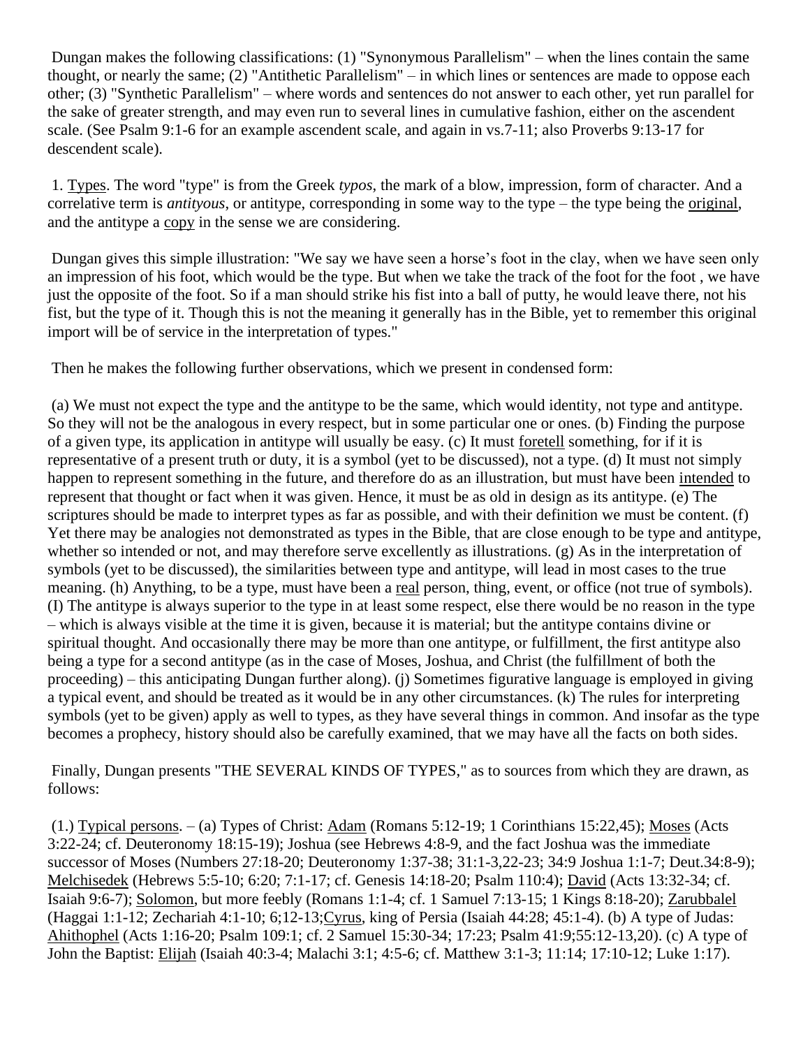Dungan makes the following classifications: (1) "Synonymous Parallelism" – when the lines contain the same thought, or nearly the same; (2) "Antithetic Parallelism" – in which lines or sentences are made to oppose each other; (3) "Synthetic Parallelism" – where words and sentences do not answer to each other, yet run parallel for the sake of greater strength, and may even run to several lines in cumulative fashion, either on the ascendent scale. (See Psalm 9:1-6 for an example ascendent scale, and again in vs.7-11; also Proverbs 9:13-17 for descendent scale).

1. Types. The word "type" is from the Greek *typos*, the mark of a blow, impression, form of character. And a correlative term is *antityous*, or antitype, corresponding in some way to the type – the type being the original, and the antitype a copy in the sense we are considering.

Dungan gives this simple illustration: "We say we have seen a horse's foot in the clay, when we have seen only an impression of his foot, which would be the type. But when we take the track of the foot for the foot , we have just the opposite of the foot. So if a man should strike his fist into a ball of putty, he would leave there, not his fist, but the type of it. Though this is not the meaning it generally has in the Bible, yet to remember this original import will be of service in the interpretation of types."

Then he makes the following further observations, which we present in condensed form:

(a) We must not expect the type and the antitype to be the same, which would identity, not type and antitype. So they will not be the analogous in every respect, but in some particular one or ones. (b) Finding the purpose of a given type, its application in antitype will usually be easy. (c) It must foretell something, for if it is representative of a present truth or duty, it is a symbol (yet to be discussed), not a type. (d) It must not simply happen to represent something in the future, and therefore do as an illustration, but must have been intended to represent that thought or fact when it was given. Hence, it must be as old in design as its antitype. (e) The scriptures should be made to interpret types as far as possible, and with their definition we must be content. (f) Yet there may be analogies not demonstrated as types in the Bible, that are close enough to be type and antitype, whether so intended or not, and may therefore serve excellently as illustrations. (g) As in the interpretation of symbols (yet to be discussed), the similarities between type and antitype, will lead in most cases to the true meaning. (h) Anything, to be a type, must have been a real person, thing, event, or office (not true of symbols). (I) The antitype is always superior to the type in at least some respect, else there would be no reason in the type – which is always visible at the time it is given, because it is material; but the antitype contains divine or spiritual thought. And occasionally there may be more than one antitype, or fulfillment, the first antitype also being a type for a second antitype (as in the case of Moses, Joshua, and Christ (the fulfillment of both the proceeding) – this anticipating Dungan further along). (j) Sometimes figurative language is employed in giving a typical event, and should be treated as it would be in any other circumstances. (k) The rules for interpreting symbols (yet to be given) apply as well to types, as they have several things in common. And insofar as the type becomes a prophecy, history should also be carefully examined, that we may have all the facts on both sides.

Finally, Dungan presents "THE SEVERAL KINDS OF TYPES," as to sources from which they are drawn, as follows:

(1.) Typical persons. – (a) Types of Christ: Adam (Romans 5:12-19; 1 Corinthians 15:22,45); Moses (Acts 3:22-24; cf. Deuteronomy 18:15-19); Joshua (see Hebrews 4:8-9, and the fact Joshua was the immediate successor of Moses (Numbers 27:18-20; Deuteronomy 1:37-38; 31:1-3,22-23; 34:9 Joshua 1:1-7; Deut.34:8-9); Melchisedek (Hebrews 5:5-10; 6:20; 7:1-17; cf. Genesis 14:18-20; Psalm 110:4); David (Acts 13:32-34; cf. Isaiah 9:6-7); Solomon, but more feebly (Romans 1:1-4; cf. 1 Samuel 7:13-15; 1 Kings 8:18-20); Zarubbalel (Haggai 1:1-12; Zechariah 4:1-10; 6;12-13;Cyrus, king of Persia (Isaiah 44:28; 45:1-4). (b) A type of Judas: Ahithophel (Acts 1:16-20; Psalm 109:1; cf. 2 Samuel 15:30-34; 17:23; Psalm 41:9;55:12-13,20). (c) A type of John the Baptist: Elijah (Isaiah 40:3-4; Malachi 3:1; 4:5-6; cf. Matthew 3:1-3; 11:14; 17:10-12; Luke 1:17).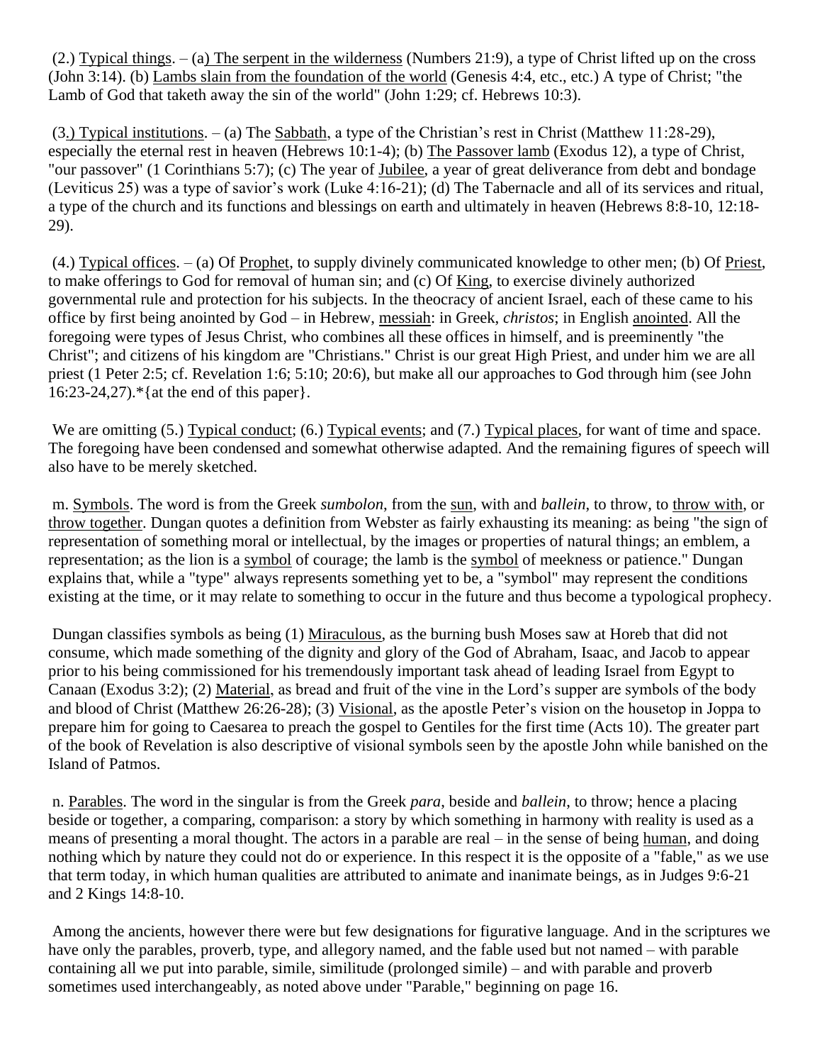(2.) Typical things. – (a) The serpent in the wilderness (Numbers 21:9), a type of Christ lifted up on the cross (John 3:14). (b) Lambs slain from the foundation of the world (Genesis 4:4, etc., etc.) A type of Christ; "the Lamb of God that taketh away the sin of the world" (John 1:29; cf. Hebrews 10:3).

(3.) Typical institutions. – (a) The Sabbath, a type of the Christian's rest in Christ (Matthew 11:28-29), especially the eternal rest in heaven (Hebrews 10:1-4); (b) The Passover lamb (Exodus 12), a type of Christ, "our passover" (1 Corinthians 5:7); (c) The year of Jubilee, a year of great deliverance from debt and bondage (Leviticus 25) was a type of savior's work (Luke 4:16-21); (d) The Tabernacle and all of its services and ritual, a type of the church and its functions and blessings on earth and ultimately in heaven (Hebrews 8:8-10, 12:18-29).

(4.) Typical offices. – (a) Of Prophet, to supply divinely communicated knowledge to other men; (b) Of Priest, to make offerings to God for removal of human sin; and (c) Of King, to exercise divinely authorized governmental rule and protection for his subjects. In the theocracy of ancient Israel, each of these came to his office by first being anointed by God – in Hebrew, messiah: in Greek, *christos*; in English anointed. All the foregoing were types of Jesus Christ, who combines all these offices in himself, and is preeminently "the Christ"; and citizens of his kingdom are "Christians." Christ is our great High Priest, and under him we are all priest (1 Peter 2:5; cf. Revelation 1:6; 5:10; 20:6), but make all our approaches to God through him (see John 16:23-24,27).*{at the end of this paper}.

We are omitting (5.) Typical conduct; (6.) Typical events; and (7.) Typical places, for want of time and space. The foregoing have been condensed and somewhat otherwise adapted. And the remaining figures of speech will also have to be merely sketched.

m. Symbols. The word is from the Greek *sumbolon*, from the sun, with and *ballein*, to throw, to throw with, or throw together. Dungan quotes a definition from Webster as fairly exhausting its meaning: as being "the sign of representation of something moral or intellectual, by the images or properties of natural things; an emblem, a representation; as the lion is a symbol of courage; the lamb is the symbol of meekness or patience." Dungan explains that, while a "type" always represents something yet to be, a "symbol" may represent the conditions existing at the time, or it may relate to something to occur in the future and thus become a typological prophecy.

Dungan classifies symbols as being (1) Miraculous, as the burning bush Moses saw at Horeb that did not consume, which made something of the dignity and glory of the God of Abraham, Isaac, and Jacob to appear prior to his being commissioned for his tremendously important task ahead of leading Israel from Egypt to Canaan (Exodus 3:2); (2) Material, as bread and fruit of the vine in the Lord's supper are symbols of the body and blood of Christ (Matthew 26:26-28); (3) Visional, as the apostle Peter's vision on the housetop in Joppa to prepare him for going to Caesarea to preach the gospel to Gentiles for the first time (Acts 10). The greater part of the book of Revelation is also descriptive of visional symbols seen by the apostle John while banished on the Island of Patmos.

n. Parables. The word in the singular is from the Greek *para*, beside and *ballein*, to throw; hence a placing beside or together, a comparing, comparison: a story by which something in harmony with reality is used as a means of presenting a moral thought. The actors in a parable are real – in the sense of being human, and doing nothing which by nature they could not do or experience. In this respect it is the opposite of a "fable," as we use that term today, in which human qualities are attributed to animate and inanimate beings, as in Judges 9:6-21 and 2 Kings 14:8-10.

Among the ancients, however there were but few designations for figurative language. And in the scriptures we have only the parables, proverb, type, and allegory named, and the fable used but not named – with parable containing all we put into parable, simile, similitude (prolonged simile) – and with parable and proverb sometimes used interchangeably, as noted above under "Parable," beginning on page 16.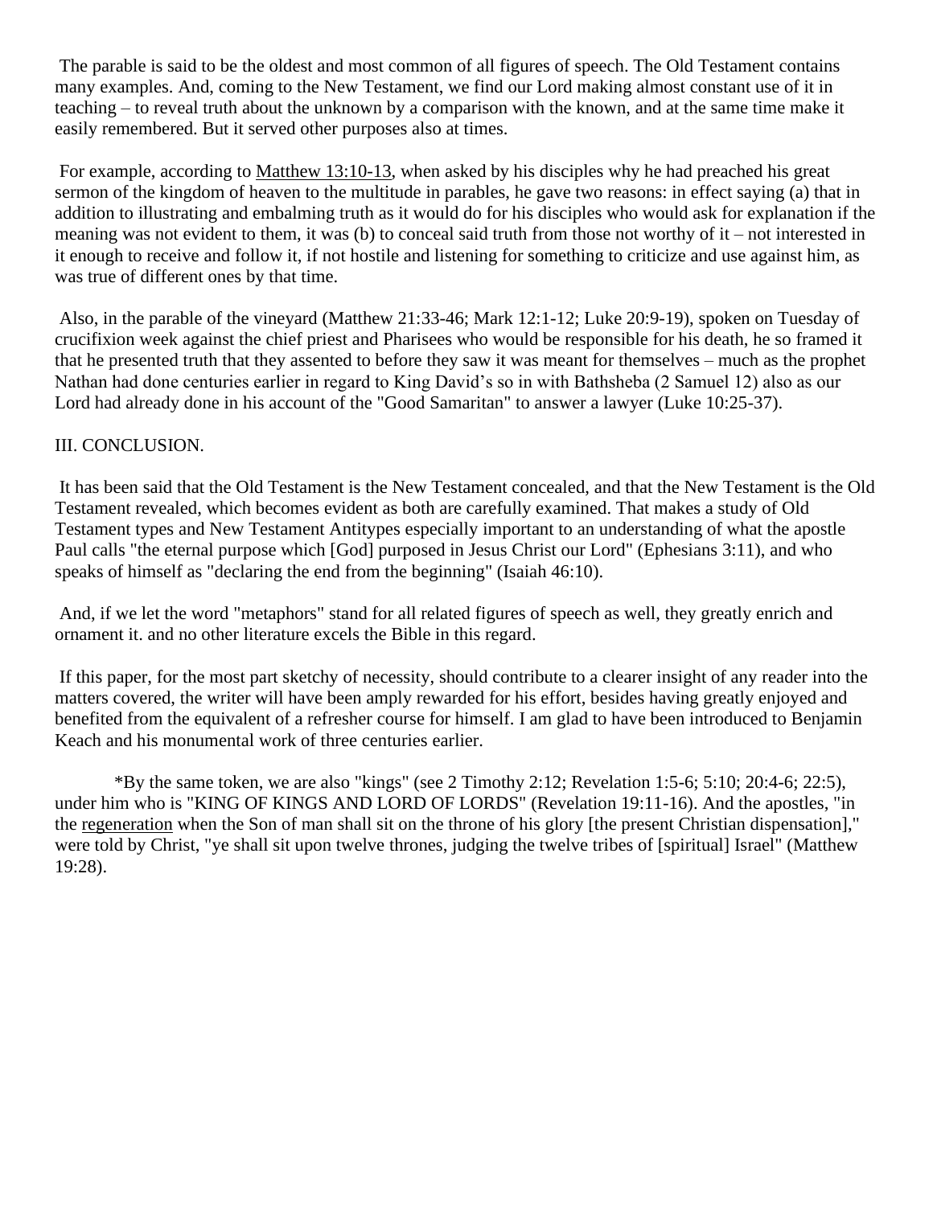The parable is said to be the oldest and most common of all figures of speech. The Old Testament contains many examples. And, coming to the New Testament, we find our Lord making almost constant use of it in teaching – to reveal truth about the unknown by a comparison with the known, and at the same time make it easily remembered. But it served other purposes also at times.

For example, according to Matthew 13:10-13, when asked by his disciples why he had preached his great sermon of the kingdom of heaven to the multitude in parables, he gave two reasons: in effect saying (a) that in addition to illustrating and embalming truth as it would do for his disciples who would ask for explanation if the meaning was not evident to them, it was (b) to conceal said truth from those not worthy of it – not interested in it enough to receive and follow it, if not hostile and listening for something to criticize and use against him, as was true of different ones by that time.

Also, in the parable of the vineyard (Matthew 21:33-46; Mark 12:1-12; Luke 20:9-19), spoken on Tuesday of crucifixion week against the chief priest and Pharisees who would be responsible for his death, he so framed it that he presented truth that they assented to before they saw it was meant for themselves – much as the prophet Nathan had done centuries earlier in regard to King David's so in with Bathsheba (2 Samuel 12) also as our Lord had already done in his account of the "Good Samaritan" to answer a lawyer (Luke 10:25-37).

## III. CONCLUSION.

It has been said that the Old Testament is the New Testament concealed, and that the New Testament is the Old Testament revealed, which becomes evident as both are carefully examined. That makes a study of Old Testament types and New Testament Antitypes especially important to an understanding of what the apostle Paul calls "the eternal purpose which [God] purposed in Jesus Christ our Lord" (Ephesians 3:11), and who speaks of himself as "declaring the end from the beginning" (Isaiah 46:10).

And, if we let the word "metaphors" stand for all related figures of speech as well, they greatly enrich and ornament it. and no other literature excels the Bible in this regard.

If this paper, for the most part sketchy of necessity, should contribute to a clearer insight of any reader into the matters covered, the writer will have been amply rewarded for his effort, besides having greatly enjoyed and benefited from the equivalent of a refresher course for himself. I am glad to have been introduced to Benjamin Keach and his monumental work of three centuries earlier.

*By the same token, we are also "kings" (see 2 Timothy 2:12; Revelation 1:5-6; 5:10; 20:4-6; 22:5), under him who is "KING OF KINGS AND LORD OF LORDS" (Revelation 19:11-16). And the apostles, "in the regeneration when the Son of man shall sit on the throne of his glory [the present Christian dispensation]," were told by Christ, "ye shall sit upon twelve thrones, judging the twelve tribes of [spiritual] Israel" (Matthew 19:28).